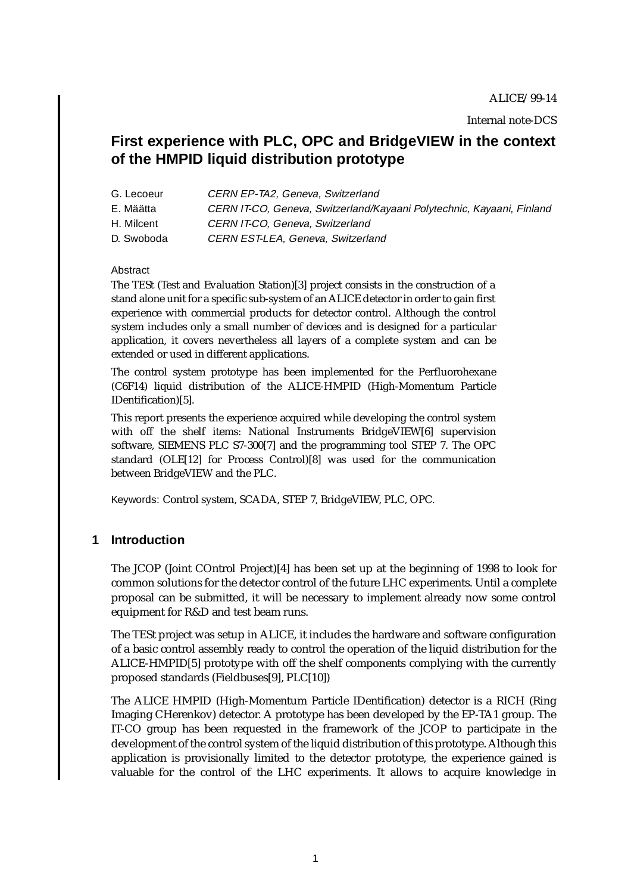ALICE/99-14

Internal note-DCS

# First experience with PLC, OPC and BridgeVIEW in the context of the HMPID liquid distribution prototype

| | |
|---|---|
| G. Lecoeur | *CERN EP-TA2, Geneva, Switzerland* |
| E. Määtta | *CERN IT-CO, Geneva, Switzerland/Kayaani Polytechnic, Kayaani, Finland* |
| H. Milcent | *CERN IT-CO, Geneva, Switzerland* |
| D. Swoboda | *CERN EST-LEA, Geneva, Switzerland* |

Abstract

The TESt (Test and Evaluation Station)[3] project consists in the construction of a stand alone unit for a specific sub-system of an ALICE detector in order to gain first experience with commercial products for detector control. Although the control system includes only a small number of devices and is designed for a particular application, it covers nevertheless all layers of a complete system and can be extended or used in different applications.

The control system prototype has been implemented for the Perfluorohexane (C6F14) liquid distribution of the ALICE-HMPID (High-Momentum Particle IDentification)[5].

This report presents the experience acquired while developing the control system with off the shelf items: National Instruments BridgeVIEW[6] supervision software, SIEMENS PLC S7-300[7] and the programming tool STEP 7. The OPC standard (OLE[12] for Process Control)[8] was used for the communication between BridgeVIEW and the PLC.

Keywords: Control system, SCADA, STEP 7, BridgeVIEW, PLC, OPC.

## 1 Introduction

The JCOP (Joint COntrol Project)[4] has been set up at the beginning of 1998 to look for common solutions for the detector control of the future LHC experiments. Until a complete proposal can be submitted, it will be necessary to implement already now some control equipment for R&D and test beam runs.

The TESt project was setup in ALICE, it includes the hardware and software configuration of a basic control assembly ready to control the operation of the liquid distribution for the ALICE-HMPID[5] prototype with off the shelf components complying with the currently proposed standards (Fieldbuses[9], PLC[10])

The ALICE HMPID (High-Momentum Particle IDentification) detector is a RICH (Ring Imaging CHerenkov) detector. A prototype has been developed by the EP-TA1 group. The IT-CO group has been requested in the framework of the JCOP to participate in the development of the control system of the liquid distribution of this prototype. Although this application is provisionally limited to the detector prototype, the experience gained is valuable for the control of the LHC experiments. It allows to acquire knowledge in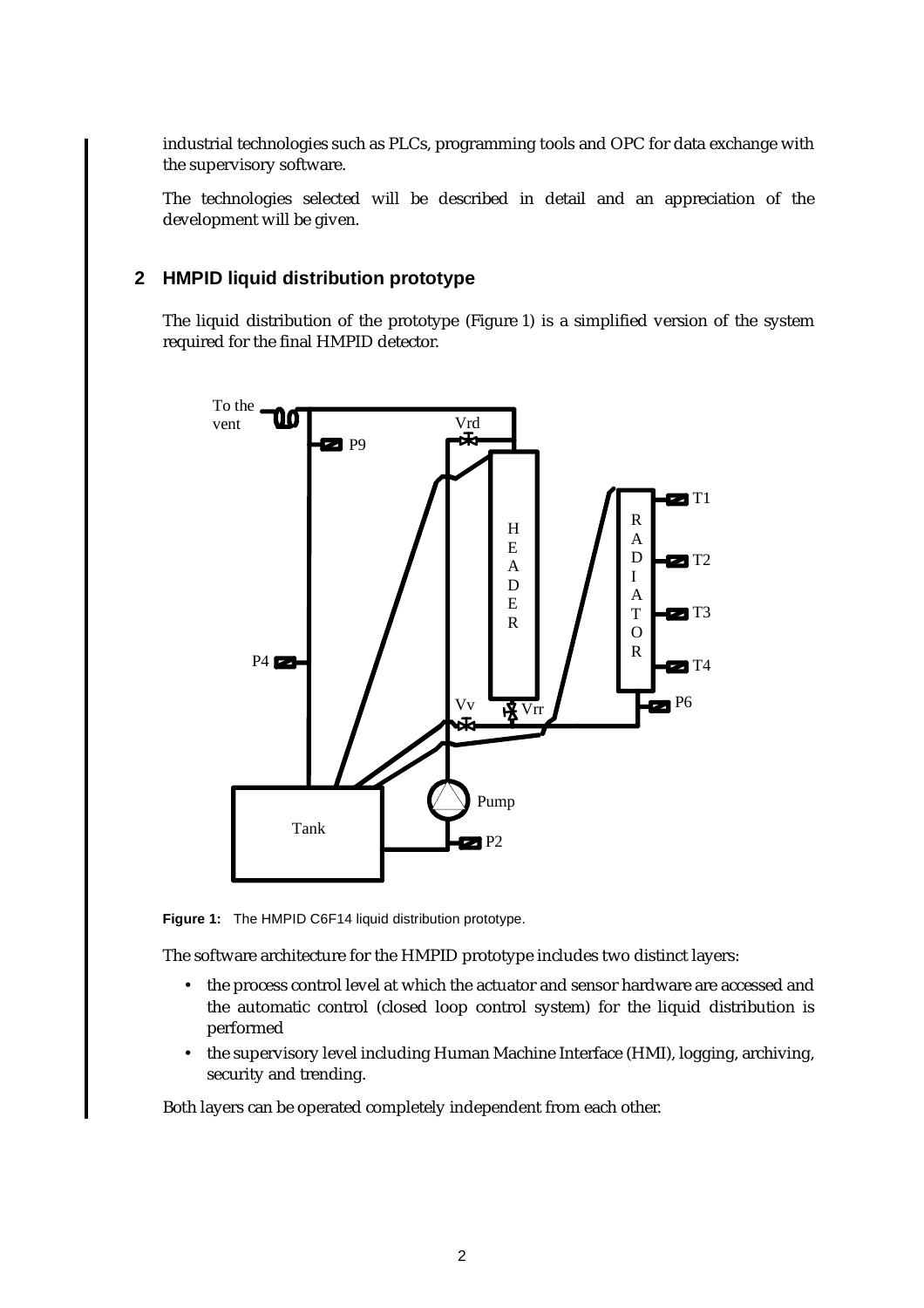industrial technologies such as PLCs, programming tools and OPC for data exchange with the supervisory software.

The technologies selected will be described in detail and an appreciation of the development will be given.

## 2 HMPID liquid distribution prototype

The liquid distribution of the prototype (Figure 1) is a simplified version of the system required for the final HMPID detector.

**Figure 1:** The HMPID C6F14 liquid distribution prototype.

The software architecture for the HMPID prototype includes two distinct layers:

- the process control level at which the actuator and sensor hardware are accessed and the automatic control (closed loop control system) for the liquid distribution is performed
- the supervisory level including Human Machine Interface (HMI), logging, archiving, security and trending.

Both layers can be operated completely independent from each other.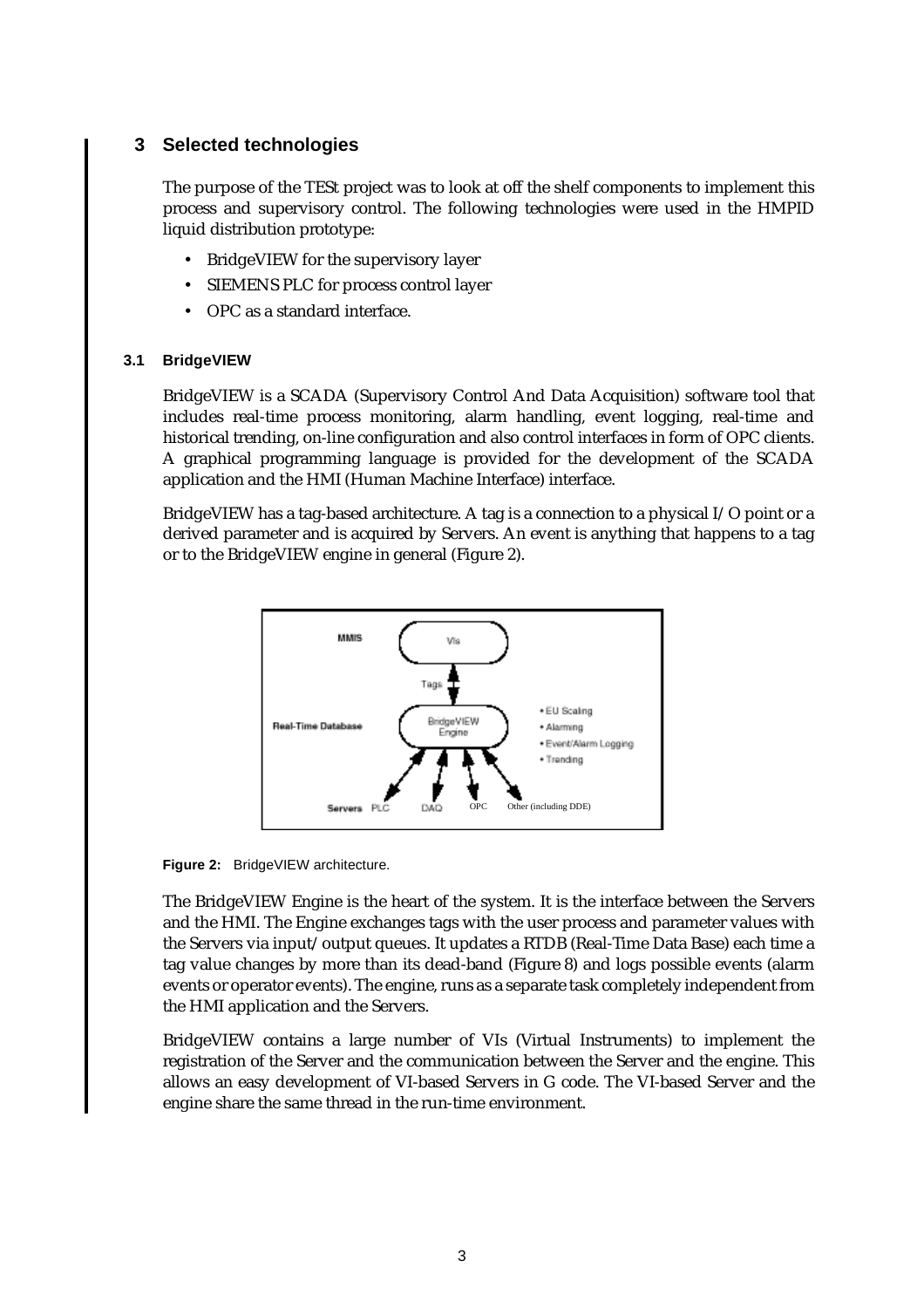## 3 Selected technologies

The purpose of the TESt project was to look at off the shelf components to implement this process and supervisory control. The following technologies were used in the HMPID liquid distribution prototype:

- BridgeVIEW for the supervisory layer
- SIEMENS PLC for process control layer
- OPC as a standard interface.

### 3.1 BridgeVIEW

BridgeVIEW is a SCADA (Supervisory Control And Data Acquisition) software tool that includes real-time process monitoring, alarm handling, event logging, real-time and historical trending, on-line configuration and also control interfaces in form of OPC clients. A graphical programming language is provided for the development of the SCADA application and the HMI (Human Machine Interface) interface.

BridgeVIEW has a tag-based architecture. A tag is a connection to a physical I/O point or a derived parameter and is acquired by Servers. An event is anything that happens to a tag or to the BridgeVIEW engine in general (Figure 2).

**Figure 2:** BridgeVIEW architecture.

The BridgeVIEW Engine is the heart of the system. It is the interface between the Servers and the HMI. The Engine exchanges tags with the user process and parameter values with the Servers via input/output queues. It updates a RTDB (Real-Time Data Base) each time a tag value changes by more than its dead-band (Figure 8) and logs possible events (alarm events or operator events). The engine, runs as a separate task completely independent from the HMI application and the Servers.

BridgeVIEW contains a large number of VIs (Virtual Instruments) to implement the registration of the Server and the communication between the Server and the engine. This allows an easy development of VI-based Servers in G code. The VI-based Server and the engine share the same thread in the run-time environment.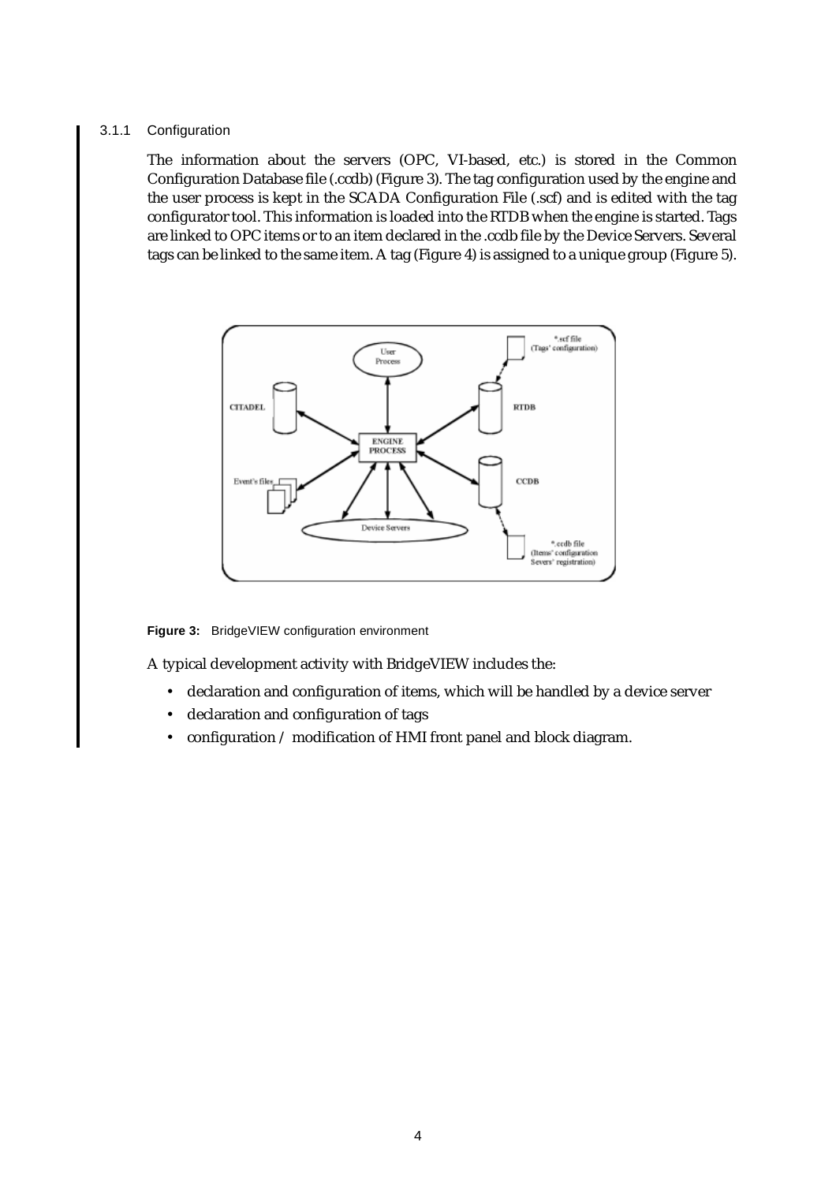### 3.1.1 Configuration

The information about the servers (OPC, VI-based, etc.) is stored in the Common Configuration Database file (.ccdb) (Figure 3). The tag configuration used by the engine and the user process is kept in the SCADA Configuration File (.scf) and is edited with the tag configurator tool. This information is loaded into the RTDB when the engine is started. Tags are linked to OPC items or to an item declared in the .ccdb file by the Device Servers. Several tags can be linked to the same item. A tag (Figure 4) is assigned to a unique group (Figure 5).

**Figure 3:** BridgeVIEW configuration environment

A typical development activity with BridgeVIEW includes the:

- declaration and configuration of items, which will be handled by a device server
- declaration and configuration of tags
- configuration / modification of HMI front panel and block diagram.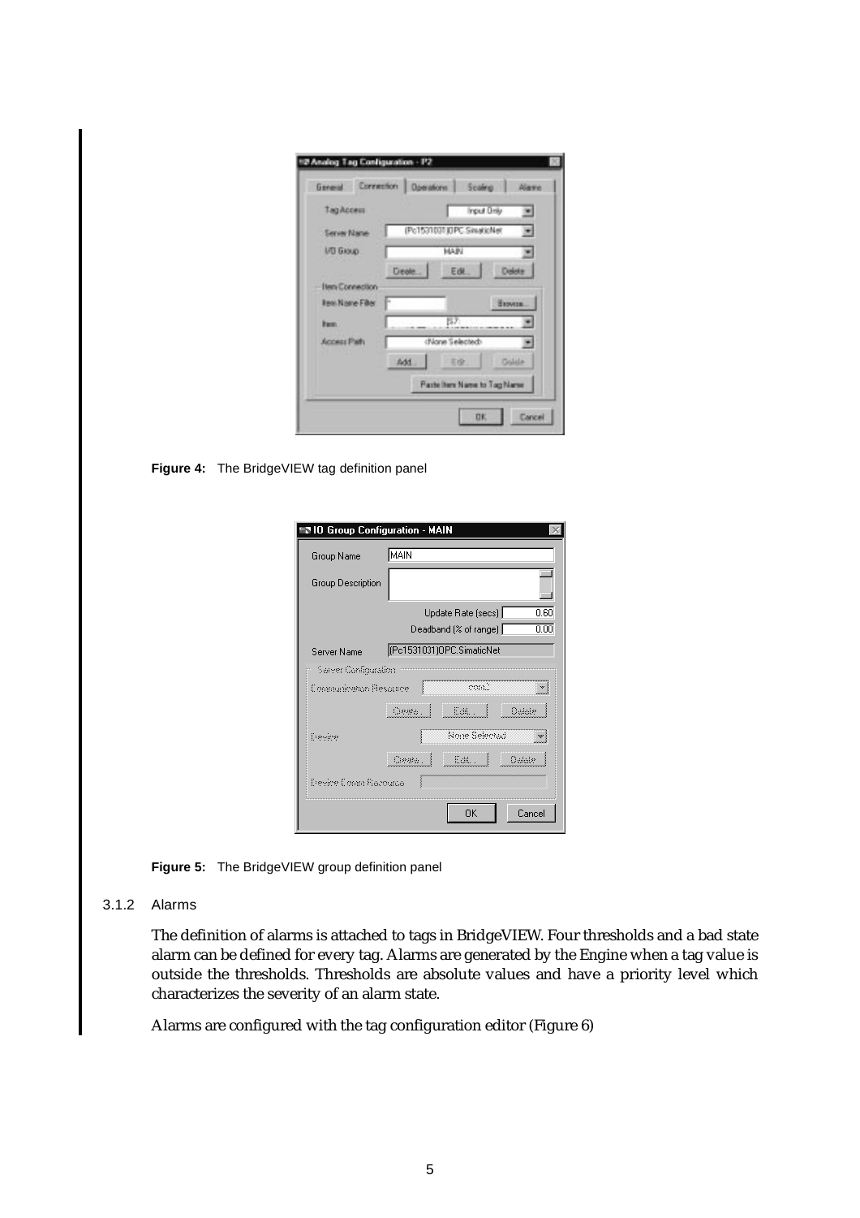**Figure 4:** The BridgeVIEW tag definition panel

**Figure 5:** The BridgeVIEW group definition panel

### 3.1.2 Alarms

The definition of alarms is attached to tags in BridgeVIEW. Four thresholds and a bad state alarm can be defined for every tag. Alarms are generated by the Engine when a tag value is outside the thresholds. Thresholds are absolute values and have a priority level which characterizes the severity of an alarm state.

Alarms are configured with the tag configuration editor (Figure 6)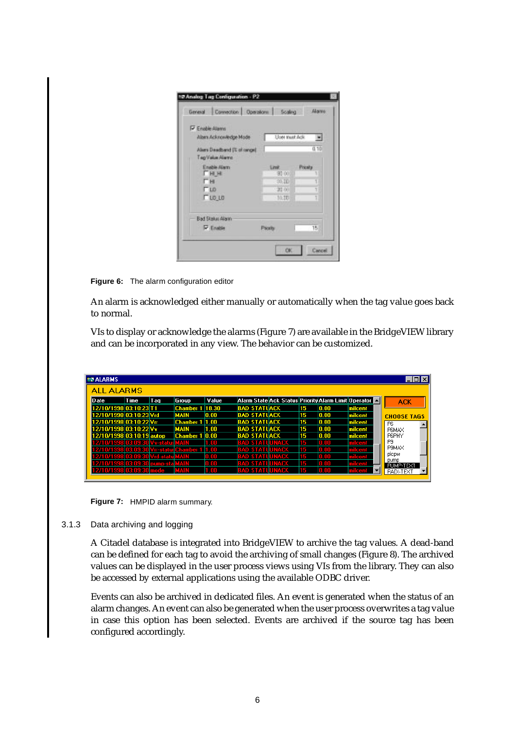**Figure 6:** The alarm configuration editor

An alarm is acknowledged either manually or automatically when the tag value goes back to normal.

VIs to display or acknowledge the alarms (Figure 7) are available in the BridgeVIEW library and can be incorporated in any view. The behavior can be customized.

**Figure 7:** HMPID alarm summary.

### 3.1.3 Data archiving and logging

A Citadel database is integrated into BridgeVIEW to archive the tag values. A dead-band can be defined for each tag to avoid the archiving of small changes (Figure 8). The archived values can be displayed in the user process views using VIs from the library. They can also be accessed by external applications using the available ODBC driver.

Events can also be archived in dedicated files. An event is generated when the status of an alarm changes. An event can also be generated when the user process overwrites a tag value in case this option has been selected. Events are archived if the source tag has been configured accordingly.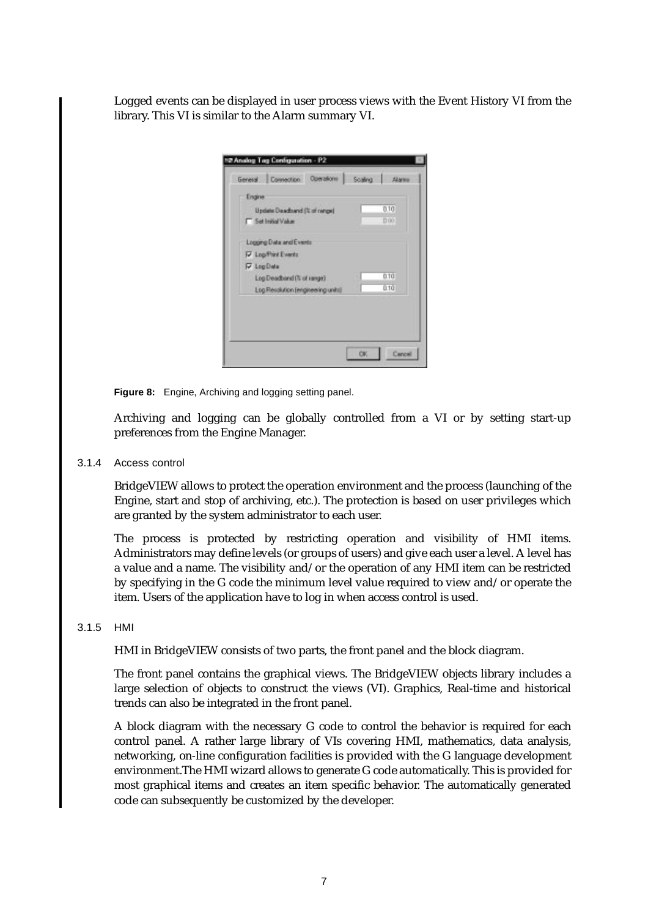Logged events can be displayed in user process views with the Event History VI from the library. This VI is similar to the Alarm summary VI.

**Figure 8:** Engine, Archiving and logging setting panel.

Archiving and logging can be globally controlled from a VI or by setting start-up preferences from the Engine Manager.

#### 3.1.4 Access control

BridgeVIEW allows to protect the operation environment and the process (launching of the Engine, start and stop of archiving, etc.). The protection is based on user privileges which are granted by the system administrator to each user.

The process is protected by restricting operation and visibility of HMI items. Administrators may define levels (or groups of users) and give each user a level. A level has a value and a name. The visibility and/or the operation of any HMI item can be restricted by specifying in the G code the minimum level value required to view and/or operate the item. Users of the application have to log in when access control is used.

#### 3.1.5 HMI

HMI in BridgeVIEW consists of two parts, the front panel and the block diagram.

The front panel contains the graphical views. The BridgeVIEW objects library includes a large selection of objects to construct the views (VI). Graphics, Real-time and historical trends can also be integrated in the front panel.

A block diagram with the necessary G code to control the behavior is required for each control panel. A rather large library of VIs covering HMI, mathematics, data analysis, networking, on-line configuration facilities is provided with the G language development environment.The HMI wizard allows to generate G code automatically. This is provided for most graphical items and creates an item specific behavior. The automatically generated code can subsequently be customized by the developer.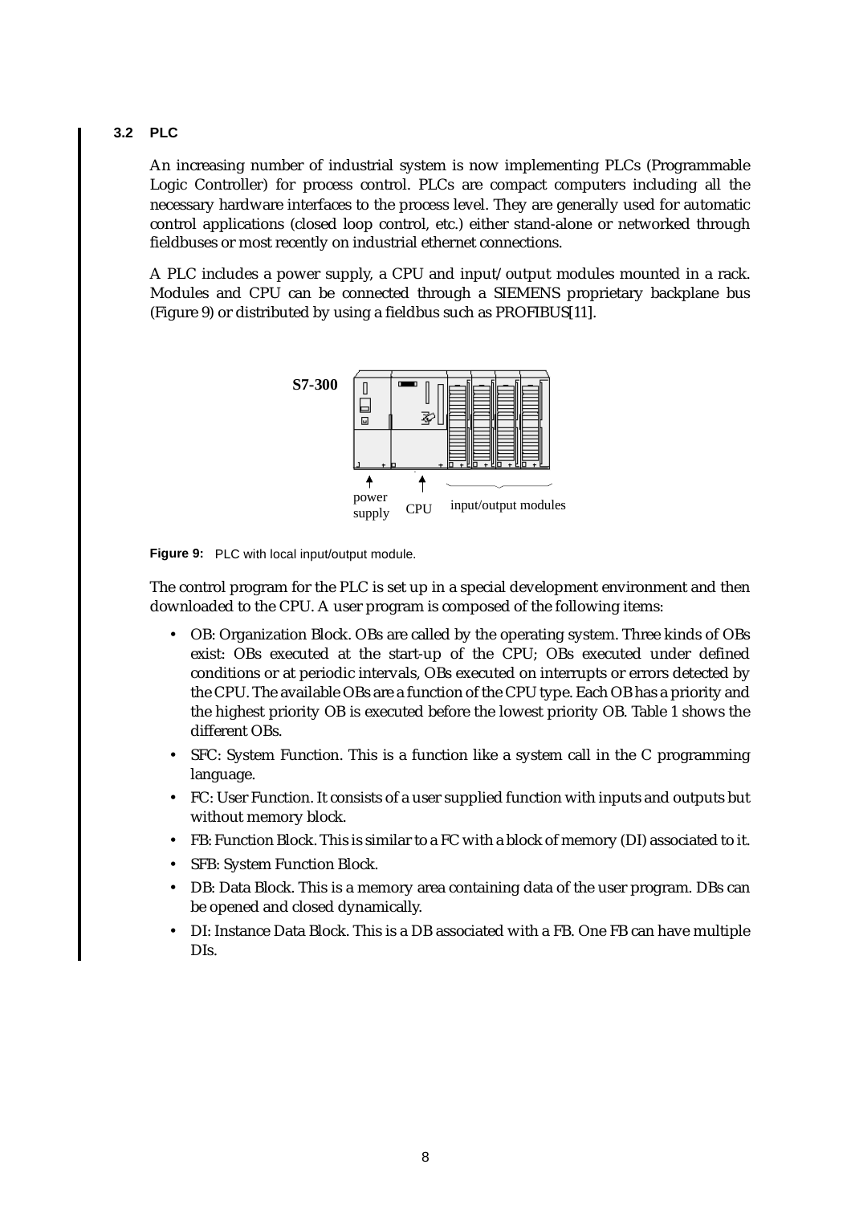### 3.2 PLC

An increasing number of industrial system is now implementing PLCs (Programmable Logic Controller) for process control. PLCs are compact computers including all the necessary hardware interfaces to the process level. They are generally used for automatic control applications (closed loop control, etc.) either stand-alone or networked through fieldbuses or most recently on industrial ethernet connections.

A PLC includes a power supply, a CPU and input/output modules mounted in a rack. Modules and CPU can be connected through a SIEMENS proprietary backplane bus (Figure 9) or distributed by using a fieldbus such as PROFIBUS[11].

S7-300

power supply CPU input/output modules

**Figure 9:** PLC with local input/output module.

The control program for the PLC is set up in a special development environment and then downloaded to the CPU. A user program is composed of the following items:

- OB: Organization Block. OBs are called by the operating system. Three kinds of OBs exist: OBs executed at the start-up of the CPU; OBs executed under defined conditions or at periodic intervals, OBs executed on interrupts or errors detected by the CPU. The available OBs are a function of the CPU type. Each OB has a priority and the highest priority OB is executed before the lowest priority OB. Table 1 shows the different OBs.
- SFC: System Function. This is a function like a system call in the C programming language.
- FC: User Function. It consists of a user supplied function with inputs and outputs but without memory block.
- FB: Function Block. This is similar to a FC with a block of memory (DI) associated to it.
- SFB: System Function Block.
- DB: Data Block. This is a memory area containing data of the user program. DBs can be opened and closed dynamically.
- DI: Instance Data Block. This is a DB associated with a FB. One FB can have multiple DIs.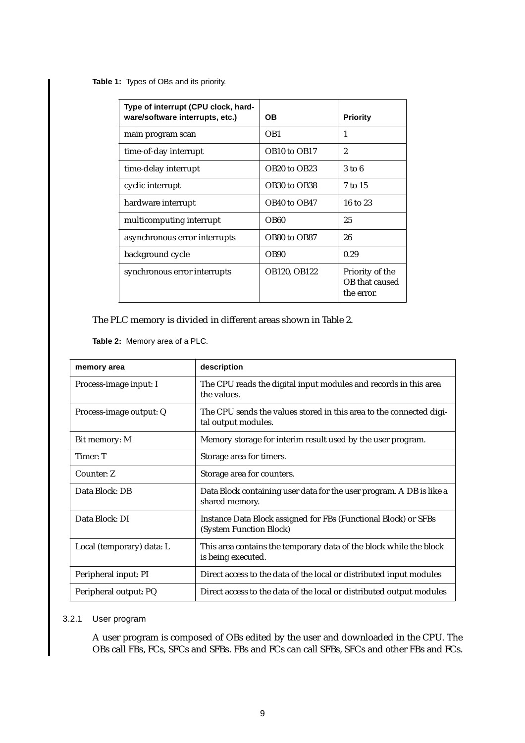**Table 1:** Types of OBs and its priority.

| Type of interrupt (CPU clock, hardware/software interrupts, etc.) | OB | Priority |
|---|---|---|
| main program scan | OB1 | 1 |
| time-of-day interrupt | OB10 to OB17 | 2 |
| time-delay interrupt | OB20 to OB23 | 3 to 6 |
| cyclic interrupt | OB30 to OB38 | 7 to 15 |
| hardware interrupt | OB40 to OB47 | 16 to 23 |
| multicomputing interrupt | OB60 | 25 |
| asynchronous error interrupts | OB80 to OB87 | 26 |
| background cycle | OB90 | 0.29 |
| synchronous error interrupts | OB120, OB122 | Priority of the OB that caused the error. |

The PLC memory is divided in different areas shown in Table 2.

**Table 2:** Memory area of a PLC.

| memory area | description |
|---|---|
| Process-image input: I | The CPU reads the digital input modules and records in this area the values. |
| Process-image output: Q | The CPU sends the values stored in this area to the connected digital output modules. |
| Bit memory: M | Memory storage for interim result used by the user program. |
| Timer: T | Storage area for timers. |
| Counter: Z | Storage area for counters. |
| Data Block: DB | Data Block containing user data for the user program. A DB is like a shared memory. |
| Data Block: DI | Instance Data Block assigned for FBs (Functional Block) or SFBs (System Function Block) |
| Local (temporary) data: L | This area contains the temporary data of the block while the block is being executed. |
| Peripheral input: PI | Direct access to the data of the local or distributed input modules |
| Peripheral output: PQ | Direct access to the data of the local or distributed output modules |

### 3.2.1 User program

A user program is composed of OBs edited by the user and downloaded in the CPU. The OBs call FBs, FCs, SFCs and SFBs. FBs and FCs can call SFBs, SFCs and other FBs and FCs.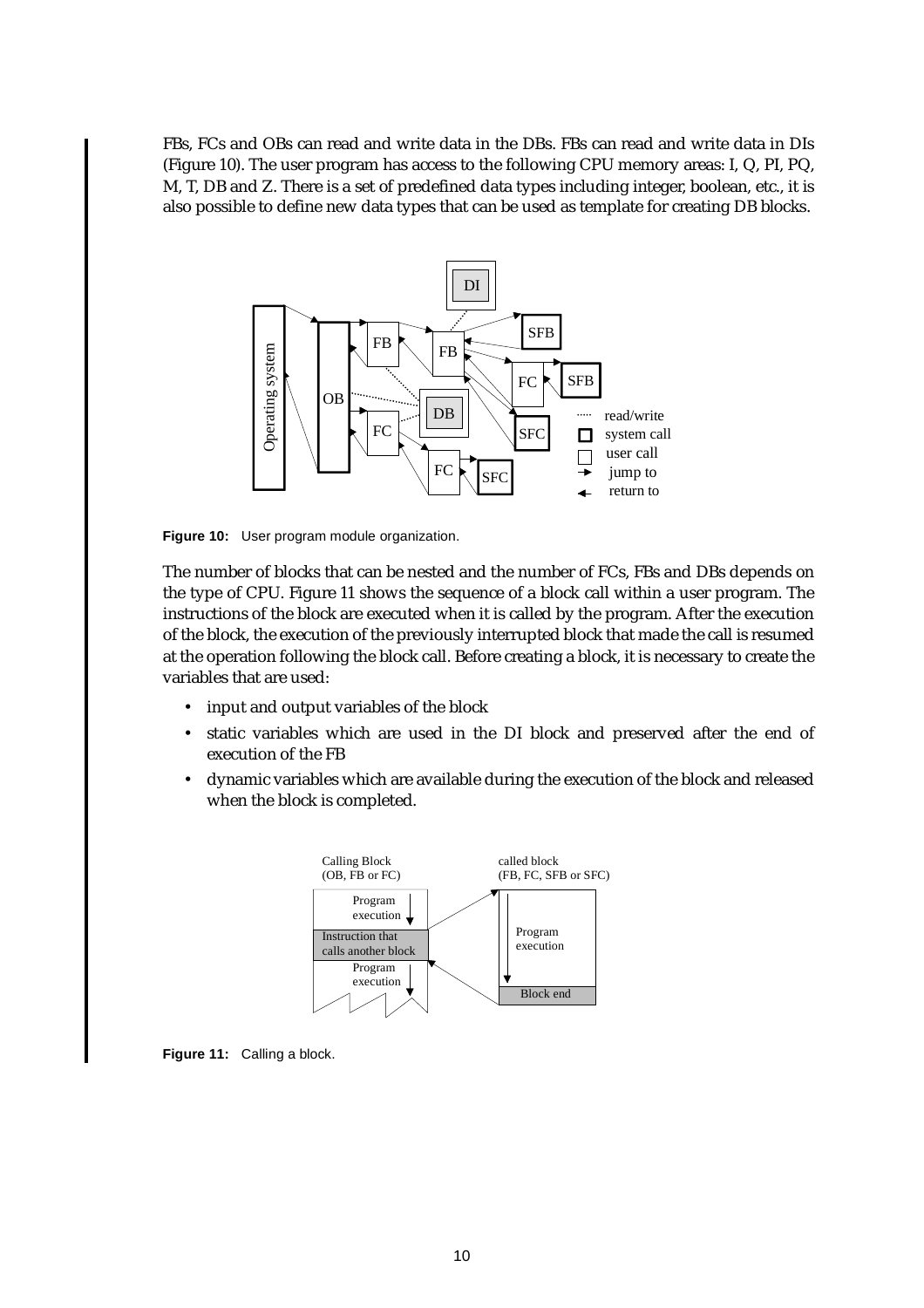FBs, FCs and OBs can read and write data in the DBs. FBs can read and write data in DIs (Figure 10). The user program has access to the following CPU memory areas: I, Q, PI, PQ, M, T, DB and Z. There is a set of predefined data types including integer, boolean, etc., it is also possible to define new data types that can be used as template for creating DB blocks.

**Figure 10:** User program module organization.

The number of blocks that can be nested and the number of FCs, FBs and DBs depends on the type of CPU. Figure 11 shows the sequence of a block call within a user program. The instructions of the block are executed when it is called by the program. After the execution of the block, the execution of the previously interrupted block that made the call is resumed at the operation following the block call. Before creating a block, it is necessary to create the variables that are used:

- input and output variables of the block
- static variables which are used in the DI block and preserved after the end of execution of the FB
- dynamic variables which are available during the execution of the block and released when the block is completed.

**Figure 11:** Calling a block.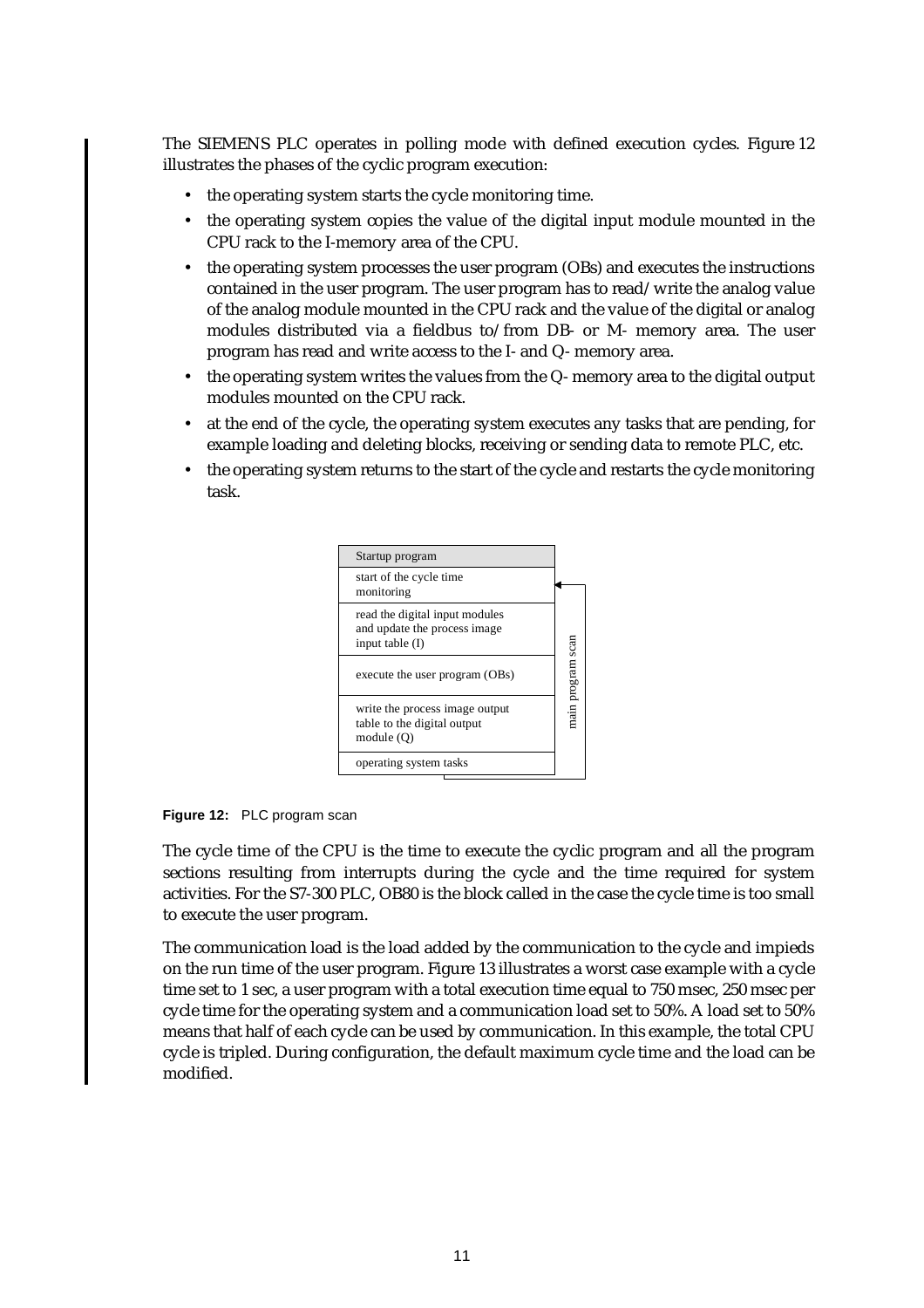The SIEMENS PLC operates in polling mode with defined execution cycles. Figure 12 illustrates the phases of the cyclic program execution:

- the operating system starts the cycle monitoring time.
- the operating system copies the value of the digital input module mounted in the CPU rack to the I-memory area of the CPU.
- the operating system processes the user program (OBs) and executes the instructions contained in the user program. The user program has to read/write the analog value of the analog module mounted in the CPU rack and the value of the digital or analog modules distributed via a fieldbus to/from DB- or M- memory area. The user program has read and write access to the I- and Q- memory area.
- the operating system writes the values from the Q- memory area to the digital output modules mounted on the CPU rack.
- at the end of the cycle, the operating system executes any tasks that are pending, for example loading and deleting blocks, receiving or sending data to remote PLC, etc.
- the operating system returns to the start of the cycle and restarts the cycle monitoring task.

| Startup program |
| --- |
| start of the cycle time monitoring |
| read the digital input modules and update the process image input table (I) |
| execute the user program (OBs) |
| write the process image output table to the digital output module (Q) |
| operating system tasks |

main program scan

**Figure 12:** PLC program scan

The cycle time of the CPU is the time to execute the cyclic program and all the program sections resulting from interrupts during the cycle and the time required for system activities. For the S7-300 PLC, OB80 is the block called in the case the cycle time is too small to execute the user program.

The communication load is the load added by the communication to the cycle and impieds on the run time of the user program. Figure 13 illustrates a worst case example with a cycle time set to 1 sec, a user program with a total execution time equal to 750 msec, 250 msec per cycle time for the operating system and a communication load set to 50%. A load set to 50% means that half of each cycle can be used by communication. In this example, the total CPU cycle is tripled. During configuration, the default maximum cycle time and the load can be modified.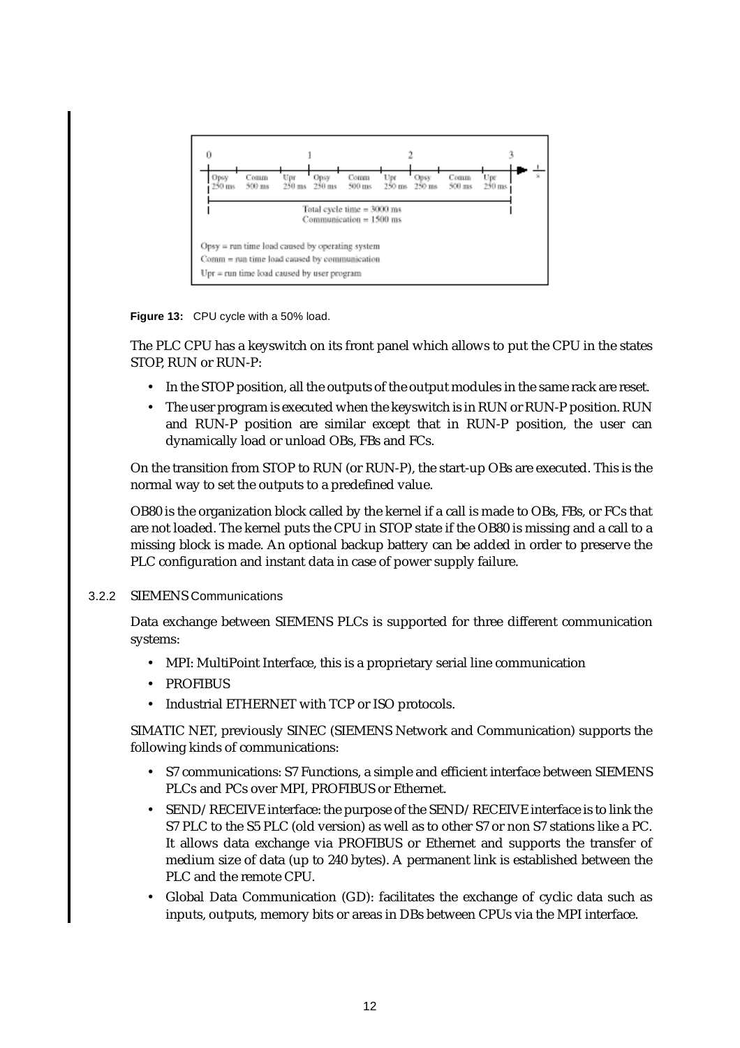0 1 2 3

| Opsy 250 ms | Comm 500 ms | Upr 250 ms | Opsy 250 ms | Comm 500 ms | Upr 250 ms | Opsy 250 ms | Comm 500 ms | Upr 250 ms |
|---|---|---|---|---|---|---|---|---|

Total cycle time = 3000 ms
Communication = 1500 ms

Opsy = run time load caused by operating system
Comm = run time load caused by communication
Upr = run time load caused by user program

**Figure 13:** CPU cycle with a 50% load.

The PLC CPU has a keyswitch on its front panel which allows to put the CPU in the states STOP, RUN or RUN-P:

- In the STOP position, all the outputs of the output modules in the same rack are reset.
- The user program is executed when the keyswitch is in RUN or RUN-P position. RUN and RUN-P position are similar except that in RUN-P position, the user can dynamically load or unload OBs, FBs and FCs.

On the transition from STOP to RUN (or RUN-P), the start-up OBs are executed. This is the normal way to set the outputs to a predefined value.

OB80 is the organization block called by the kernel if a call is made to OBs, FBs, or FCs that are not loaded. The kernel puts the CPU in STOP state if the OB80 is missing and a call to a missing block is made. An optional backup battery can be added in order to preserve the PLC configuration and instant data in case of power supply failure.

### 3.2.2 SIEMENS Communications

Data exchange between SIEMENS PLCs is supported for three different communication systems:

- MPI: MultiPoint Interface, this is a proprietary serial line communication
- PROFIBUS
- Industrial ETHERNET with TCP or ISO protocols.

SIMATIC NET, previously SINEC (SIEMENS Network and Communication) supports the following kinds of communications:

- S7 communications: S7 Functions, a simple and efficient interface between SIEMENS PLCs and PCs over MPI, PROFIBUS or Ethernet.
- SEND/RECEIVE interface: the purpose of the SEND/RECEIVE interface is to link the S7 PLC to the S5 PLC (old version) as well as to other S7 or non S7 stations like a PC. It allows data exchange via PROFIBUS or Ethernet and supports the transfer of medium size of data (up to 240 bytes). A permanent link is established between the PLC and the remote CPU.
- Global Data Communication (GD): facilitates the exchange of cyclic data such as inputs, outputs, memory bits or areas in DBs between CPUs via the MPI interface.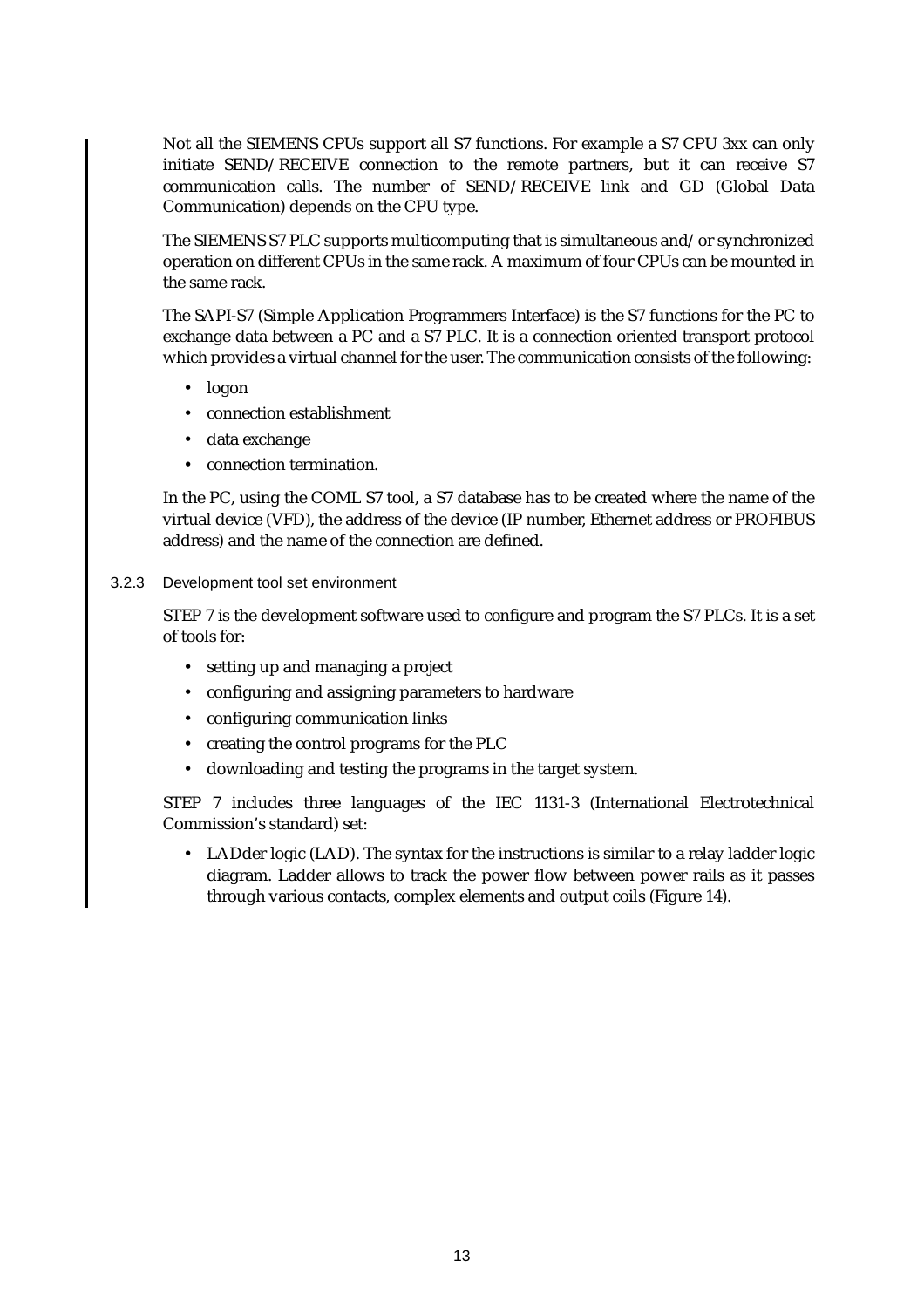Not all the SIEMENS CPUs support all S7 functions. For example a S7 CPU 3xx can only initiate SEND/RECEIVE connection to the remote partners, but it can receive S7 communication calls. The number of SEND/RECEIVE link and GD (Global Data Communication) depends on the CPU type.

The SIEMENS S7 PLC supports multicomputing that is simultaneous and/or synchronized operation on different CPUs in the same rack. A maximum of four CPUs can be mounted in the same rack.

The SAPI-S7 (Simple Application Programmers Interface) is the S7 functions for the PC to exchange data between a PC and a S7 PLC. It is a connection oriented transport protocol which provides a virtual channel for the user. The communication consists of the following:

- logon
- connection establishment
- data exchange
- connection termination.

In the PC, using the COML S7 tool, a S7 database has to be created where the name of the virtual device (VFD), the address of the device (IP number, Ethernet address or PROFIBUS address) and the name of the connection are defined.

### 3.2.3 Development tool set environment

STEP 7 is the development software used to configure and program the S7 PLCs. It is a set of tools for:

- setting up and managing a project
- configuring and assigning parameters to hardware
- configuring communication links
- creating the control programs for the PLC
- downloading and testing the programs in the target system.

STEP 7 includes three languages of the IEC 1131-3 (International Electrotechnical Commission's standard) set:

- LADder logic (LAD). The syntax for the instructions is similar to a relay ladder logic diagram. Ladder allows to track the power flow between power rails as it passes through various contacts, complex elements and output coils (Figure 14).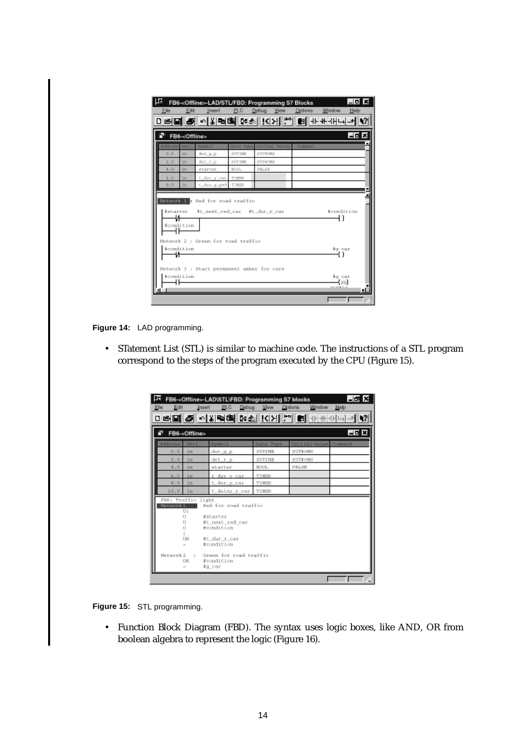Figure 14: LAD programming.

- STatement List (STL) is similar to machine code. The instructions of a STL program correspond to the steps of the program executed by the CPU (Figure 15).

Figure 15: STL programming.

- Function Block Diagram (FBD). The syntax uses logic boxes, like AND, OR from boolean algebra to represent the logic (Figure 16).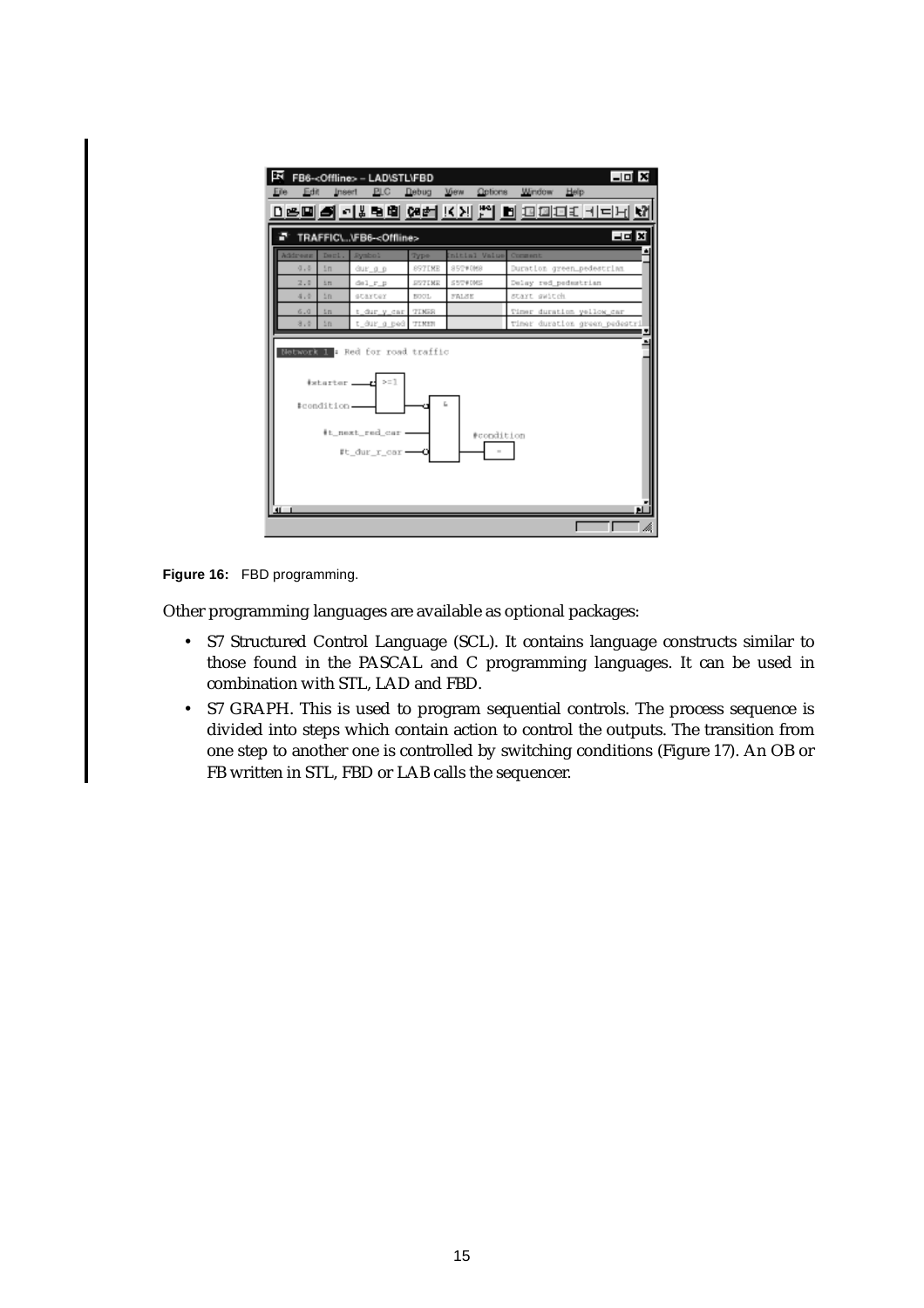Figure 16: FBD programming.

Other programming languages are available as optional packages:

- S7 Structured Control Language (SCL). It contains language constructs similar to those found in the PASCAL and C programming languages. It can be used in combination with STL, LAD and FBD.
- S7 GRAPH. This is used to program sequential controls. The process sequence is divided into steps which contain action to control the outputs. The transition from one step to another one is controlled by switching conditions (Figure 17). An OB or FB written in STL, FBD or LAB calls the sequencer.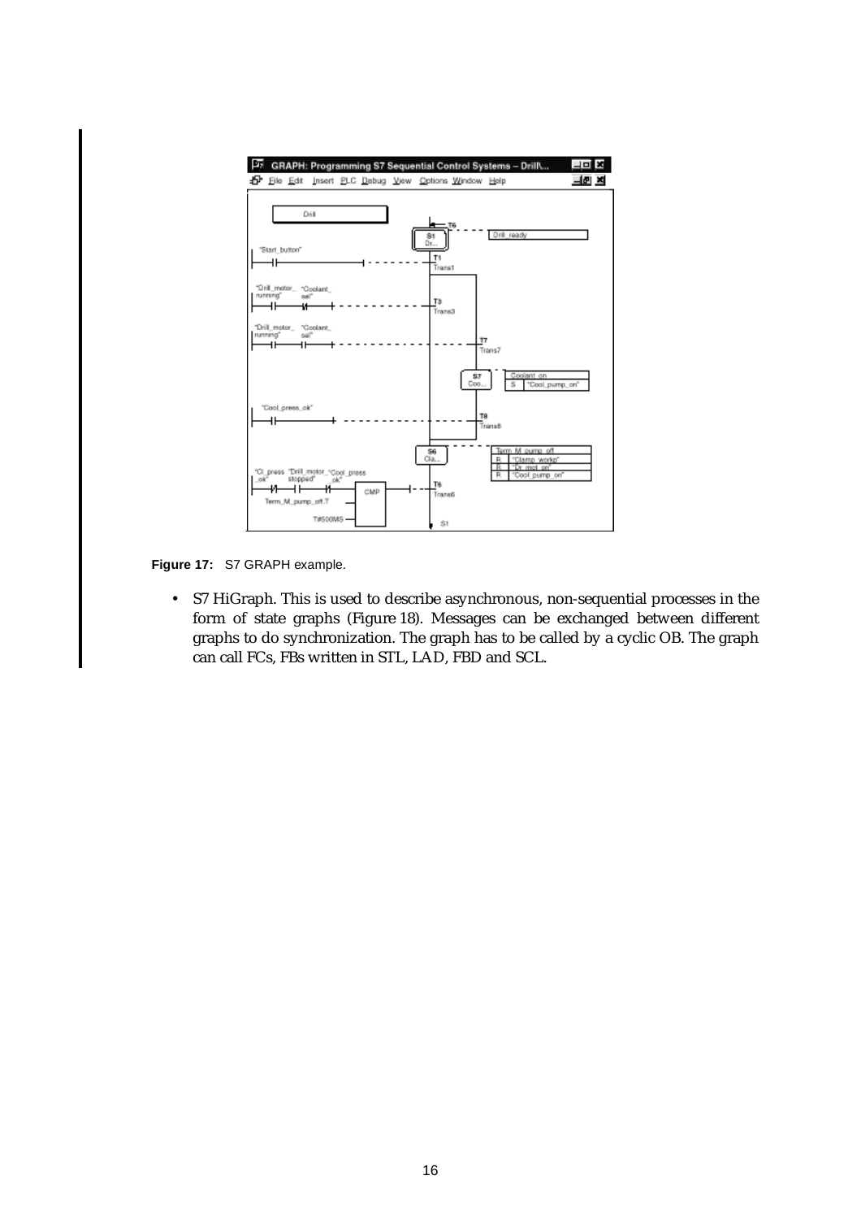**Figure 17:** S7 GRAPH example.

- S7 HiGraph. This is used to describe asynchronous, non-sequential processes in the form of state graphs (Figure 18). Messages can be exchanged between different graphs to do synchronization. The graph has to be called by a cyclic OB. The graph can call FCs, FBs written in STL, LAD, FBD and SCL.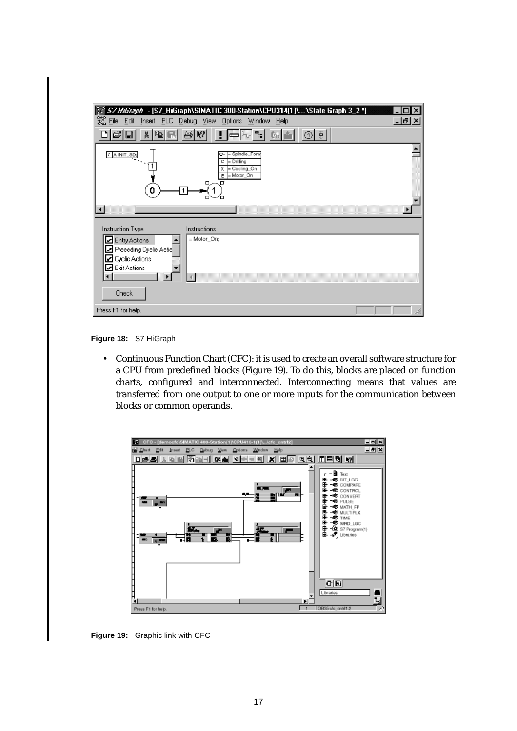Figure 18: S7 HiGraph

- Continuous Function Chart (CFC): it is used to create an overall software structure for a CPU from predefined blocks (Figure 19). To do this, blocks are placed on function charts, configured and interconnected. Interconnecting means that values are transferred from one output to one or more inputs for the communication between blocks or common operands.

Figure 19: Graphic link with CFC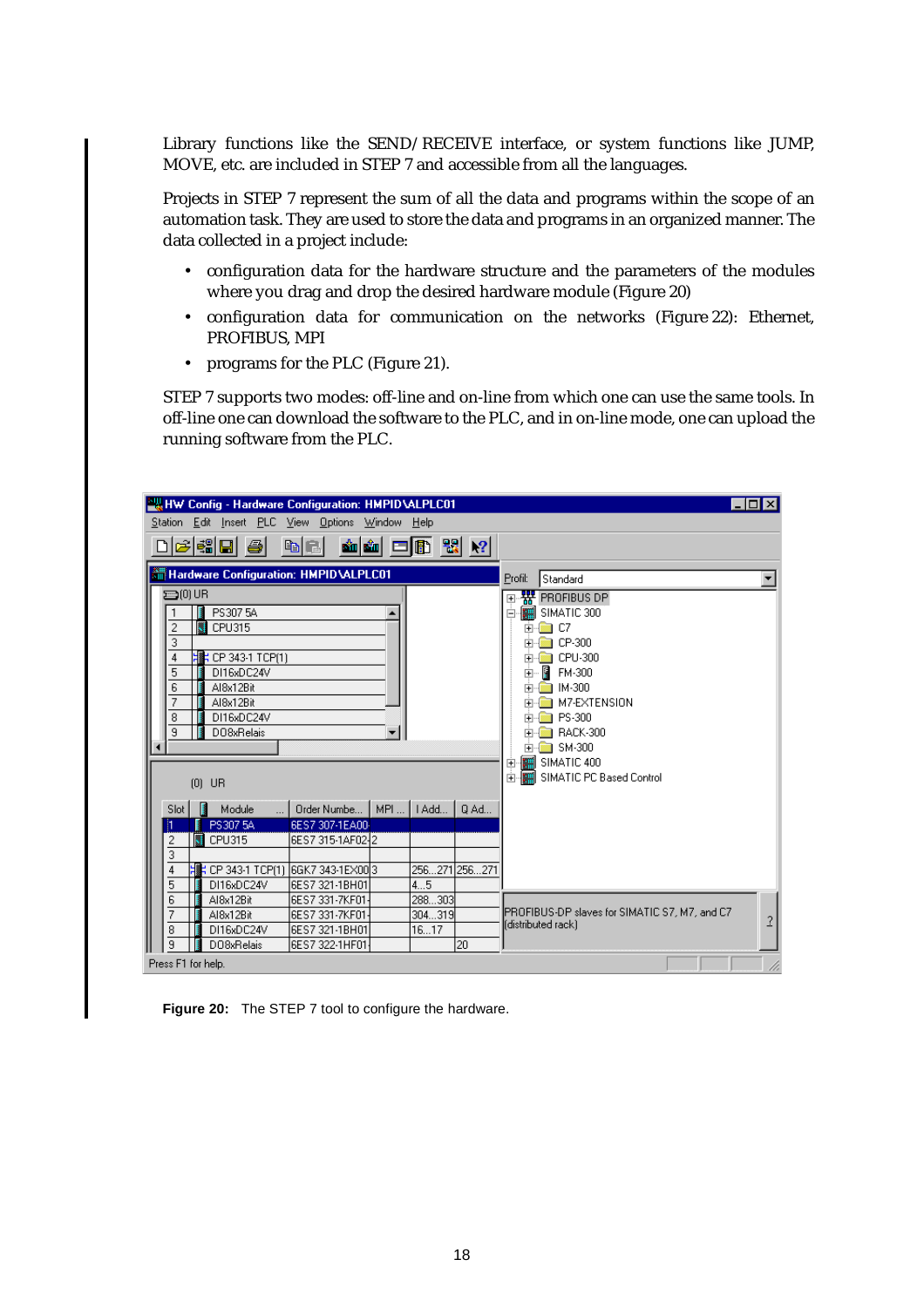Library functions like the SEND/RECEIVE interface, or system functions like JUMP, MOVE, etc. are included in STEP 7 and accessible from all the languages.

Projects in STEP 7 represent the sum of all the data and programs within the scope of an automation task. They are used to store the data and programs in an organized manner. The data collected in a project include:

- configuration data for the hardware structure and the parameters of the modules where you drag and drop the desired hardware module (Figure 20)
- configuration data for communication on the networks (Figure 22): Ethernet, PROFIBUS, MPI
- programs for the PLC (Figure 21).

STEP 7 supports two modes: off-line and on-line from which one can use the same tools. In off-line one can download the software to the PLC, and in on-line mode, one can upload the running software from the PLC.

**Figure 20:** The STEP 7 tool to configure the hardware.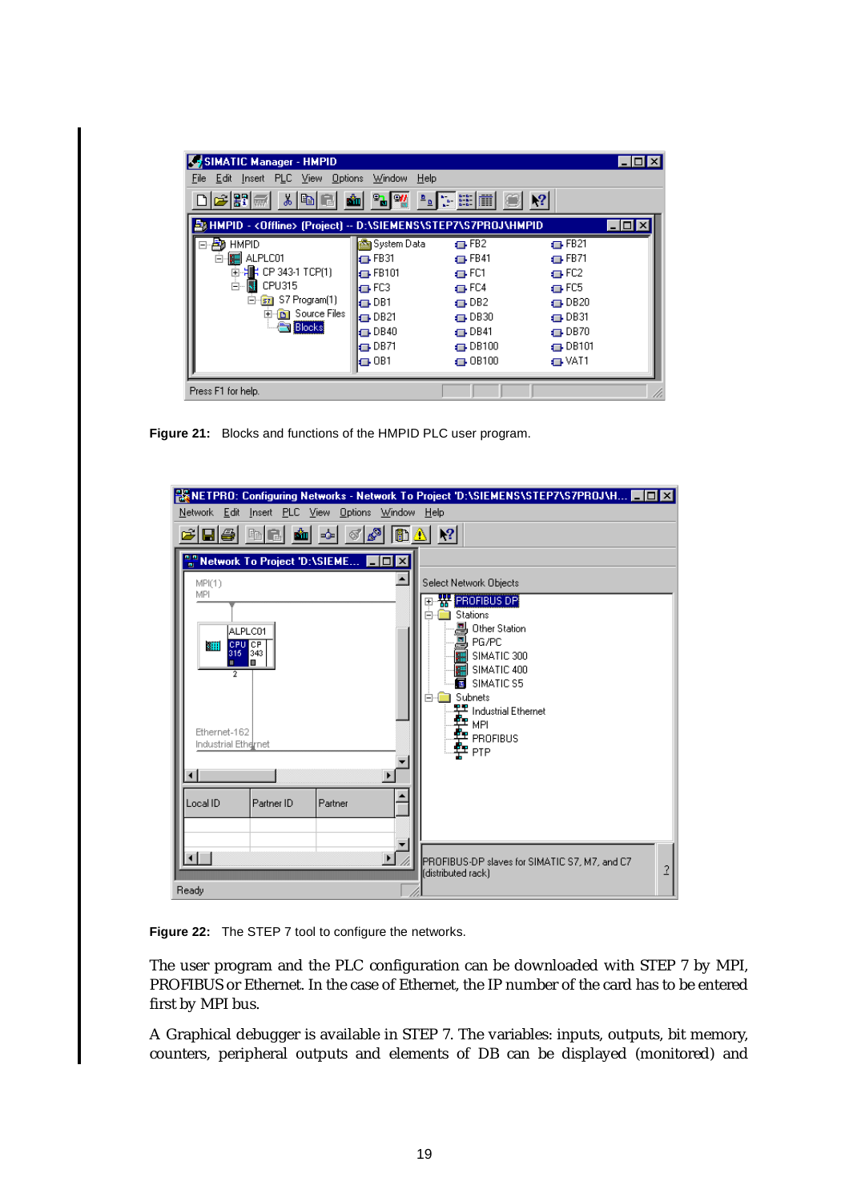**Figure 21:** Blocks and functions of the HMPID PLC user program.

**Figure 22:** The STEP 7 tool to configure the networks.

The user program and the PLC configuration can be downloaded with STEP 7 by MPI, PROFIBUS or Ethernet. In the case of Ethernet, the IP number of the card has to be entered first by MPI bus.

A Graphical debugger is available in STEP 7. The variables: inputs, outputs, bit memory, counters, peripheral outputs and elements of DB can be displayed (monitored) and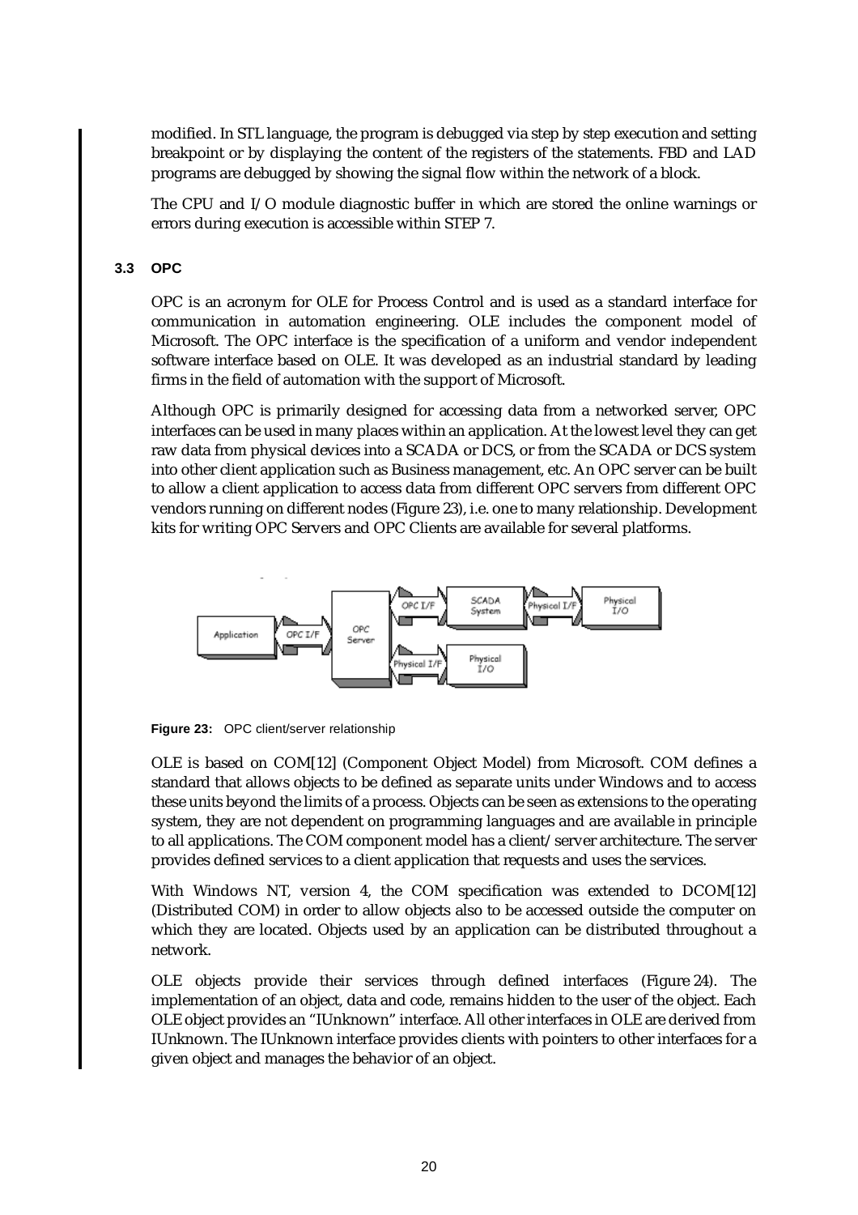modified. In STL language, the program is debugged via step by step execution and setting breakpoint or by displaying the content of the registers of the statements. FBD and LAD programs are debugged by showing the signal flow within the network of a block.

The CPU and I/O module diagnostic buffer in which are stored the online warnings or errors during execution is accessible within STEP 7.

### 3.3 OPC

OPC is an acronym for OLE for Process Control and is used as a standard interface for communication in automation engineering. OLE includes the component model of Microsoft. The OPC interface is the specification of a uniform and vendor independent software interface based on OLE. It was developed as an industrial standard by leading firms in the field of automation with the support of Microsoft.

Although OPC is primarily designed for accessing data from a networked server, OPC interfaces can be used in many places within an application. At the lowest level they can get raw data from physical devices into a SCADA or DCS, or from the SCADA or DCS system into other client application such as Business management, etc. An OPC server can be built to allow a client application to access data from different OPC servers from different OPC vendors running on different nodes (Figure 23), i.e. one to many relationship. Development kits for writing OPC Servers and OPC Clients are available for several platforms.

**Figure 23:** OPC client/server relationship

OLE is based on COM[12] (Component Object Model) from Microsoft. COM defines a standard that allows objects to be defined as separate units under Windows and to access these units beyond the limits of a process. Objects can be seen as extensions to the operating system, they are not dependent on programming languages and are available in principle to all applications. The COM component model has a client/server architecture. The server provides defined services to a client application that requests and uses the services.

With Windows NT, version 4, the COM specification was extended to DCOM[12] (Distributed COM) in order to allow objects also to be accessed outside the computer on which they are located. Objects used by an application can be distributed throughout a network.

OLE objects provide their services through defined interfaces (Figure 24). The implementation of an object, data and code, remains hidden to the user of the object. Each OLE object provides an "IUnknown" interface. All other interfaces in OLE are derived from IUnknown. The IUnknown interface provides clients with pointers to other interfaces for a given object and manages the behavior of an object.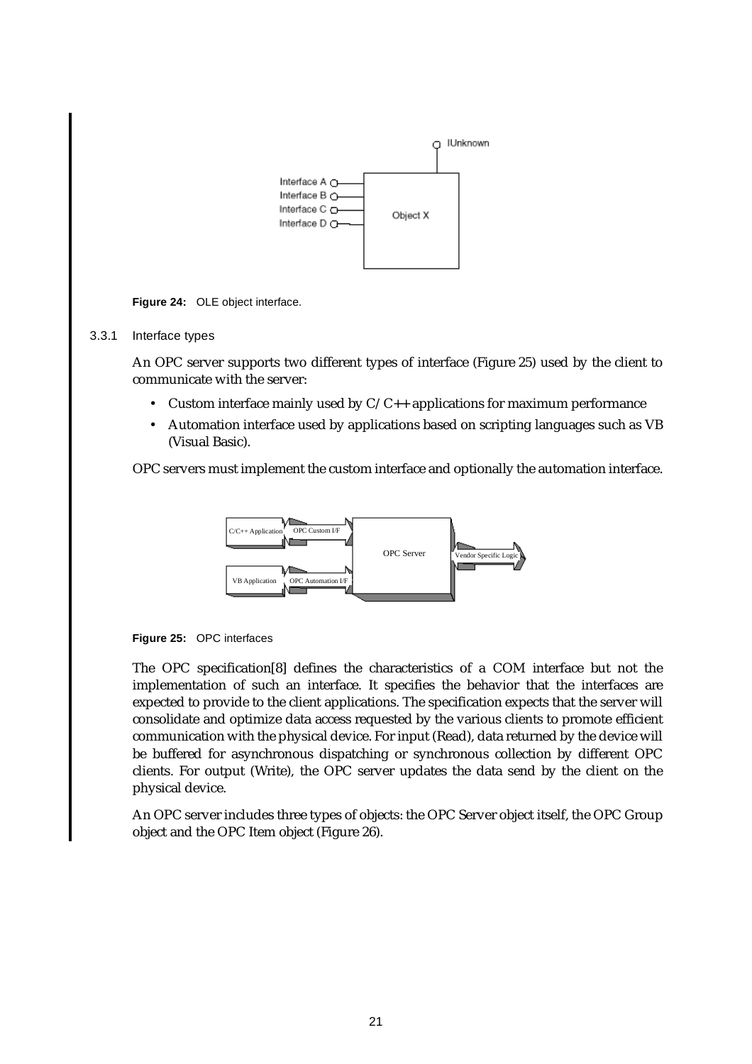Figure 24: OLE object interface.

### 3.3.1 Interface types

An OPC server supports two different types of interface (Figure 25) used by the client to communicate with the server:

- Custom interface mainly used by C/C++ applications for maximum performance
- Automation interface used by applications based on scripting languages such as VB (Visual Basic).

OPC servers must implement the custom interface and optionally the automation interface.

Figure 25: OPC interfaces

The OPC specification[8] defines the characteristics of a COM interface but not the implementation of such an interface. It specifies the behavior that the interfaces are expected to provide to the client applications. The specification expects that the server will consolidate and optimize data access requested by the various clients to promote efficient communication with the physical device. For input (Read), data returned by the device will be buffered for asynchronous dispatching or synchronous collection by different OPC clients. For output (Write), the OPC server updates the data send by the client on the physical device.

An OPC server includes three types of objects: the OPC Server object itself, the OPC Group object and the OPC Item object (Figure 26).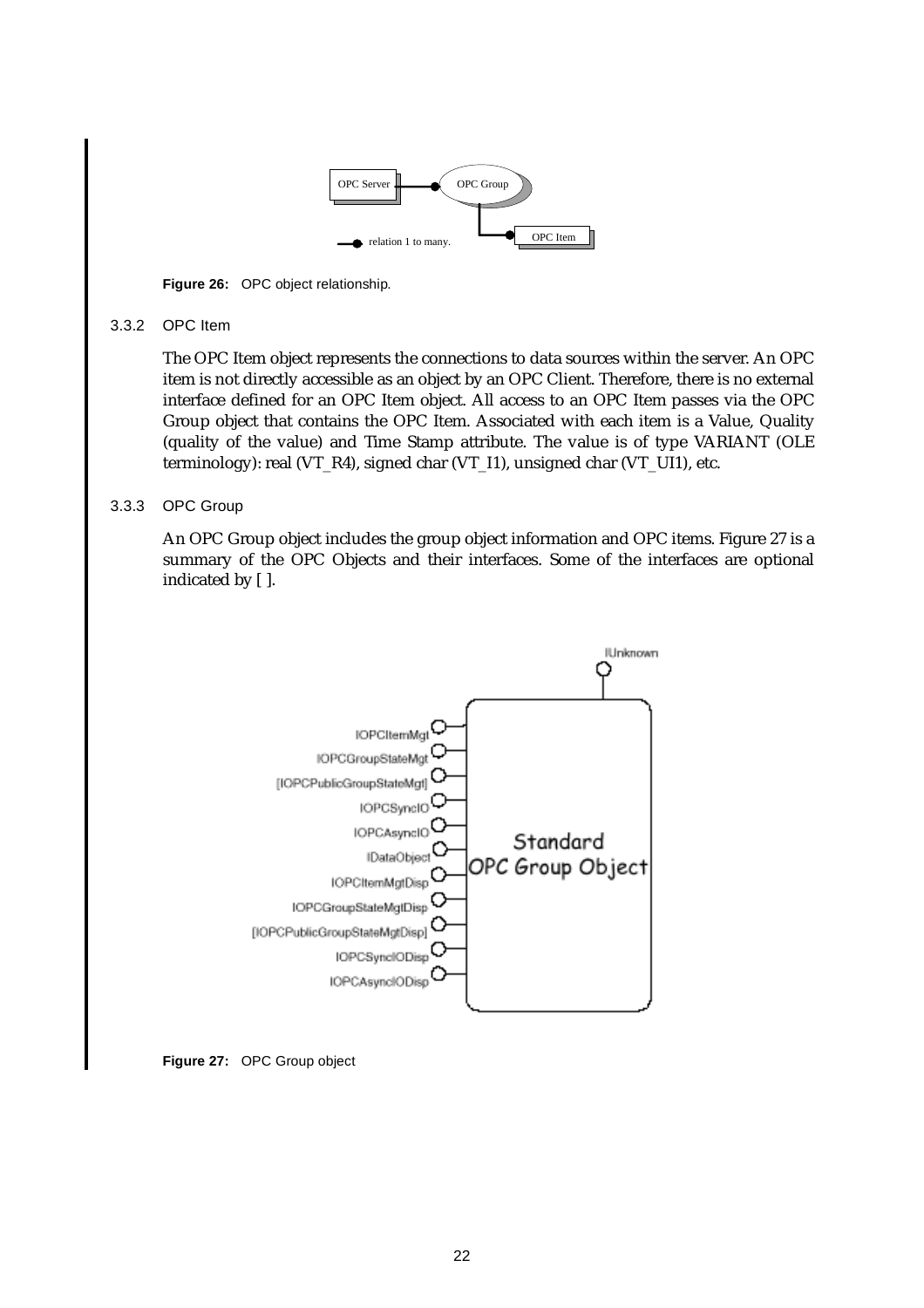Figure 26: OPC object relationship.

### 3.3.2 OPC Item

The OPC Item object represents the connections to data sources within the server. An OPC item is not directly accessible as an object by an OPC Client. Therefore, there is no external interface defined for an OPC Item object. All access to an OPC Item passes via the OPC Group object that contains the OPC Item. Associated with each item is a Value, Quality (quality of the value) and Time Stamp attribute. The value is of type VARIANT (OLE terminology): real (VT_R4), signed char (VT_I1), unsigned char (VT_UI1), etc.

### 3.3.3 OPC Group

An OPC Group object includes the group object information and OPC items. Figure 27 is a summary of the OPC Objects and their interfaces. Some of the interfaces are optional indicated by [ ].

Figure 27: OPC Group object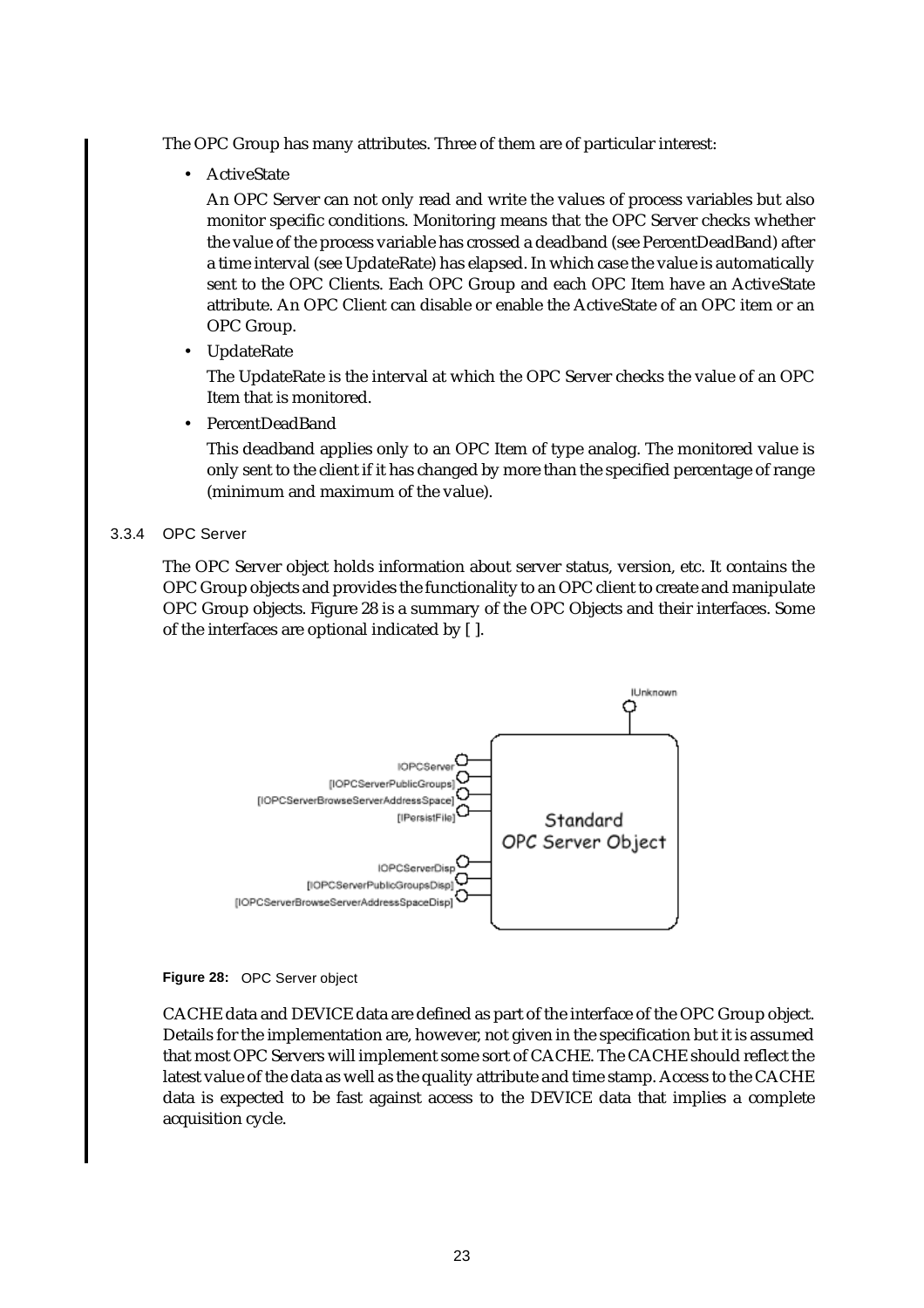The OPC Group has many attributes. Three of them are of particular interest:

- ActiveState

  An OPC Server can not only read and write the values of process variables but also monitor specific conditions. Monitoring means that the OPC Server checks whether the value of the process variable has crossed a deadband (see PercentDeadBand) after a time interval (see UpdateRate) has elapsed. In which case the value is automatically sent to the OPC Clients. Each OPC Group and each OPC Item have an ActiveState attribute. An OPC Client can disable or enable the ActiveState of an OPC item or an OPC Group.

- UpdateRate

  The UpdateRate is the interval at which the OPC Server checks the value of an OPC Item that is monitored.

- PercentDeadBand

  This deadband applies only to an OPC Item of type analog. The monitored value is only sent to the client if it has changed by more than the specified percentage of range (minimum and maximum of the value).

### 3.3.4 OPC Server

The OPC Server object holds information about server status, version, etc. It contains the OPC Group objects and provides the functionality to an OPC client to create and manipulate OPC Group objects. Figure 28 is a summary of the OPC Objects and their interfaces. Some of the interfaces are optional indicated by [ ].

**Figure 28:** OPC Server object

CACHE data and DEVICE data are defined as part of the interface of the OPC Group object. Details for the implementation are, however, not given in the specification but it is assumed that most OPC Servers will implement some sort of CACHE. The CACHE should reflect the latest value of the data as well as the quality attribute and time stamp. Access to the CACHE data is expected to be fast against access to the DEVICE data that implies a complete acquisition cycle.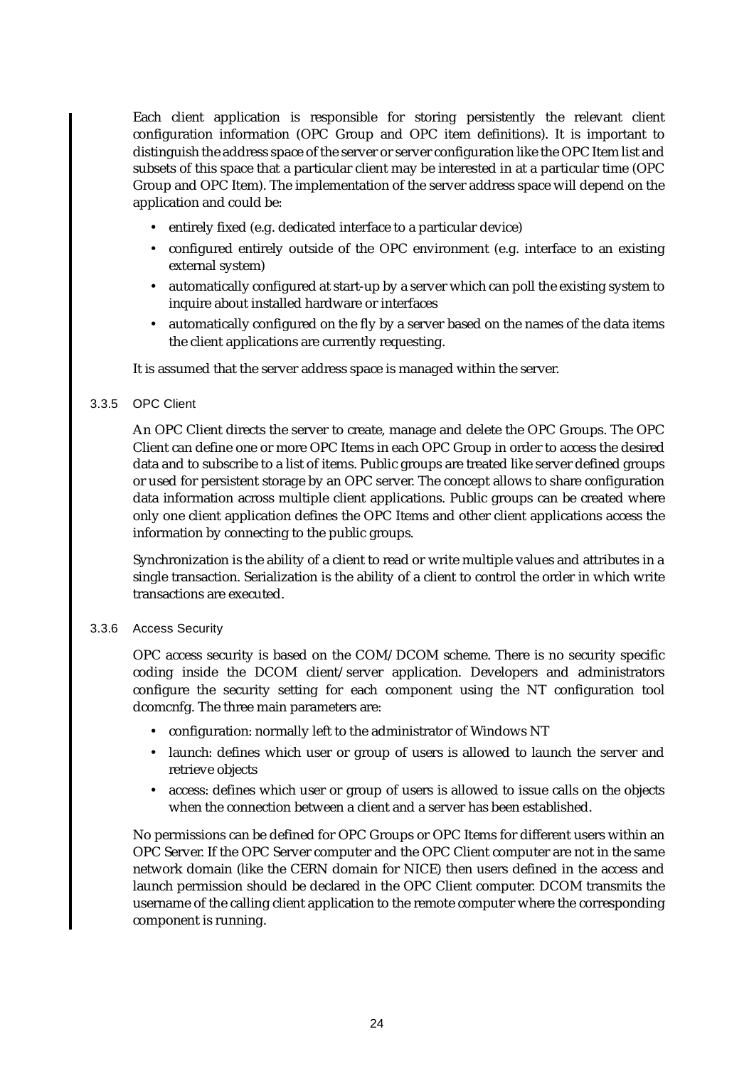Each client application is responsible for storing persistently the relevant client configuration information (OPC Group and OPC item definitions). It is important to distinguish the address space of the server or server configuration like the OPC Item list and subsets of this space that a particular client may be interested in at a particular time (OPC Group and OPC Item). The implementation of the server address space will depend on the application and could be:

- entirely fixed (e.g. dedicated interface to a particular device)
- configured entirely outside of the OPC environment (e.g. interface to an existing external system)
- automatically configured at start-up by a server which can poll the existing system to inquire about installed hardware or interfaces
- automatically configured on the fly by a server based on the names of the data items the client applications are currently requesting.

It is assumed that the server address space is managed within the server.

### 3.3.5 OPC Client

An OPC Client directs the server to create, manage and delete the OPC Groups. The OPC Client can define one or more OPC Items in each OPC Group in order to access the desired data and to subscribe to a list of items. Public groups are treated like server defined groups or used for persistent storage by an OPC server. The concept allows to share configuration data information across multiple client applications. Public groups can be created where only one client application defines the OPC Items and other client applications access the information by connecting to the public groups.

Synchronization is the ability of a client to read or write multiple values and attributes in a single transaction. Serialization is the ability of a client to control the order in which write transactions are executed.

### 3.3.6 Access Security

OPC access security is based on the COM/DCOM scheme. There is no security specific coding inside the DCOM client/server application. Developers and administrators configure the security setting for each component using the NT configuration tool dcomcnfg. The three main parameters are:

- configuration: normally left to the administrator of Windows NT
- launch: defines which user or group of users is allowed to launch the server and retrieve objects
- access: defines which user or group of users is allowed to issue calls on the objects when the connection between a client and a server has been established.

No permissions can be defined for OPC Groups or OPC Items for different users within an OPC Server. If the OPC Server computer and the OPC Client computer are not in the same network domain (like the CERN domain for NICE) then users defined in the access and launch permission should be declared in the OPC Client computer. DCOM transmits the username of the calling client application to the remote computer where the corresponding component is running.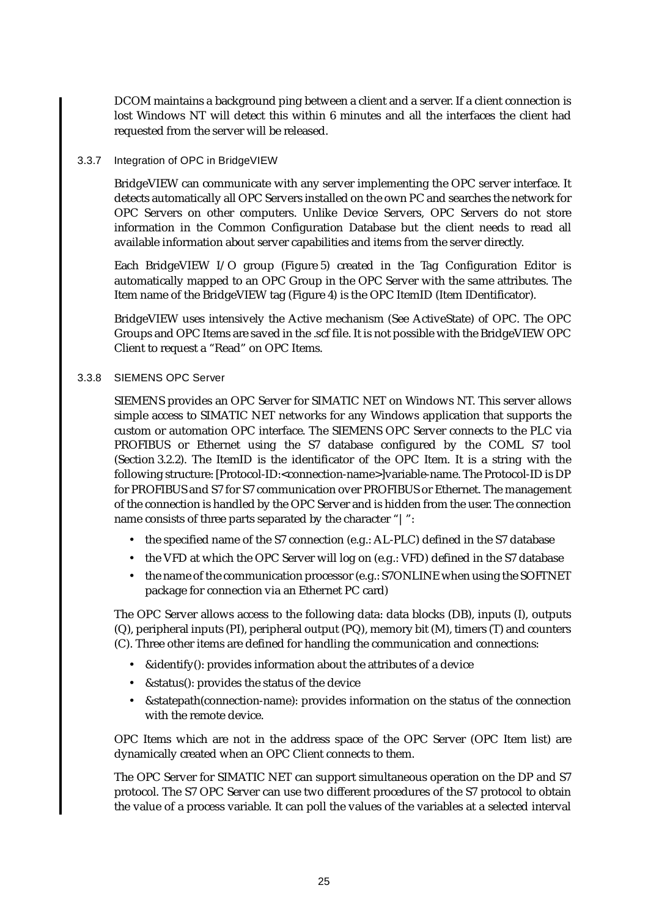DCOM maintains a background ping between a client and a server. If a client connection is lost Windows NT will detect this within 6 minutes and all the interfaces the client had requested from the server will be released.

### 3.3.7 Integration of OPC in BridgeVIEW

BridgeVIEW can communicate with any server implementing the OPC server interface. It detects automatically all OPC Servers installed on the own PC and searches the network for OPC Servers on other computers. Unlike Device Servers, OPC Servers do not store information in the Common Configuration Database but the client needs to read all available information about server capabilities and items from the server directly.

Each BridgeVIEW I/O group (Figure 5) created in the Tag Configuration Editor is automatically mapped to an OPC Group in the OPC Server with the same attributes. The Item name of the BridgeVIEW tag (Figure 4) is the OPC ItemID (Item IDentificator).

BridgeVIEW uses intensively the Active mechanism (See ActiveState) of OPC. The OPC Groups and OPC Items are saved in the .scf file. It is not possible with the BridgeVIEW OPC Client to request a "Read" on OPC Items.

### 3.3.8 SIEMENS OPC Server

SIEMENS provides an OPC Server for SIMATIC NET on Windows NT. This server allows simple access to SIMATIC NET networks for any Windows application that supports the custom or automation OPC interface. The SIEMENS OPC Server connects to the PLC via PROFIBUS or Ethernet using the S7 database configured by the COML S7 tool (Section 3.2.2). The ItemID is the identificator of the OPC Item. It is a string with the following structure: [Protocol-ID:<connection-name>]variable-name. The Protocol-ID is DP for PROFIBUS and S7 for S7 communication over PROFIBUS or Ethernet. The management of the connection is handled by the OPC Server and is hidden from the user. The connection name consists of three parts separated by the character "|":

- the specified name of the S7 connection (e.g.: AL-PLC) defined in the S7 database
- the VFD at which the OPC Server will log on (e.g.: VFD) defined in the S7 database
- the name of the communication processor (e.g.: S7ONLINE when using the SOFTNET package for connection via an Ethernet PC card)

The OPC Server allows access to the following data: data blocks (DB), inputs (I), outputs (Q), peripheral inputs (PI), peripheral output (PQ), memory bit (M), timers (T) and counters (C). Three other items are defined for handling the communication and connections:

- &identify(): provides information about the attributes of a device
- &status(): provides the status of the device
- &statepath(connection-name): provides information on the status of the connection with the remote device.

OPC Items which are not in the address space of the OPC Server (OPC Item list) are dynamically created when an OPC Client connects to them.

The OPC Server for SIMATIC NET can support simultaneous operation on the DP and S7 protocol. The S7 OPC Server can use two different procedures of the S7 protocol to obtain the value of a process variable. It can poll the values of the variables at a selected interval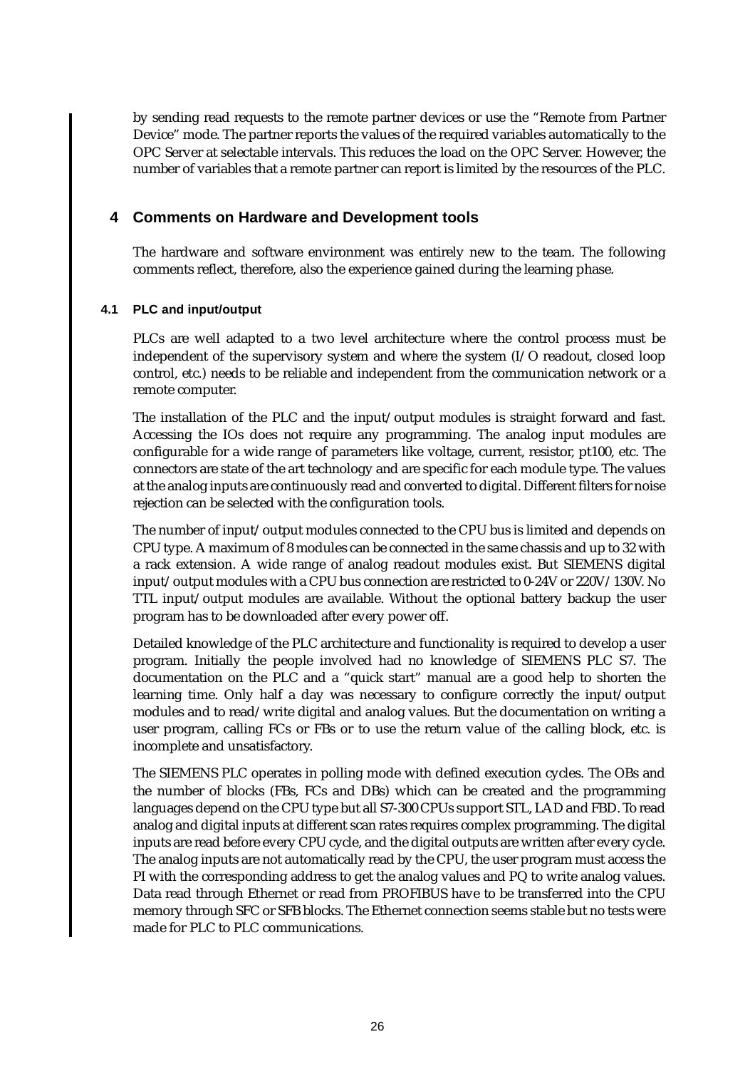by sending read requests to the remote partner devices or use the "Remote from Partner Device" mode. The partner reports the values of the required variables automatically to the OPC Server at selectable intervals. This reduces the load on the OPC Server. However, the number of variables that a remote partner can report is limited by the resources of the PLC.

## 4 Comments on Hardware and Development tools

The hardware and software environment was entirely new to the team. The following comments reflect, therefore, also the experience gained during the learning phase.

### 4.1 PLC and input/output

PLCs are well adapted to a two level architecture where the control process must be independent of the supervisory system and where the system (I/O readout, closed loop control, etc.) needs to be reliable and independent from the communication network or a remote computer.

The installation of the PLC and the input/output modules is straight forward and fast. Accessing the IOs does not require any programming. The analog input modules are configurable for a wide range of parameters like voltage, current, resistor, pt100, etc. The connectors are state of the art technology and are specific for each module type. The values at the analog inputs are continuously read and converted to digital. Different filters for noise rejection can be selected with the configuration tools.

The number of input/output modules connected to the CPU bus is limited and depends on CPU type. A maximum of 8 modules can be connected in the same chassis and up to 32 with a rack extension. A wide range of analog readout modules exist. But SIEMENS digital input/output modules with a CPU bus connection are restricted to 0-24V or 220V/130V. No TTL input/output modules are available. Without the optional battery backup the user program has to be downloaded after every power off.

Detailed knowledge of the PLC architecture and functionality is required to develop a user program. Initially the people involved had no knowledge of SIEMENS PLC S7. The documentation on the PLC and a "quick start" manual are a good help to shorten the learning time. Only half a day was necessary to configure correctly the input/output modules and to read/write digital and analog values. But the documentation on writing a user program, calling FCs or FBs or to use the return value of the calling block, etc. is incomplete and unsatisfactory.

The SIEMENS PLC operates in polling mode with defined execution cycles. The OBs and the number of blocks (FBs, FCs and DBs) which can be created and the programming languages depend on the CPU type but all S7-300 CPUs support STL, LAD and FBD. To read analog and digital inputs at different scan rates requires complex programming. The digital inputs are read before every CPU cycle, and the digital outputs are written after every cycle. The analog inputs are not automatically read by the CPU, the user program must access the PI with the corresponding address to get the analog values and PQ to write analog values. Data read through Ethernet or read from PROFIBUS have to be transferred into the CPU memory through SFC or SFB blocks. The Ethernet connection seems stable but no tests were made for PLC to PLC communications.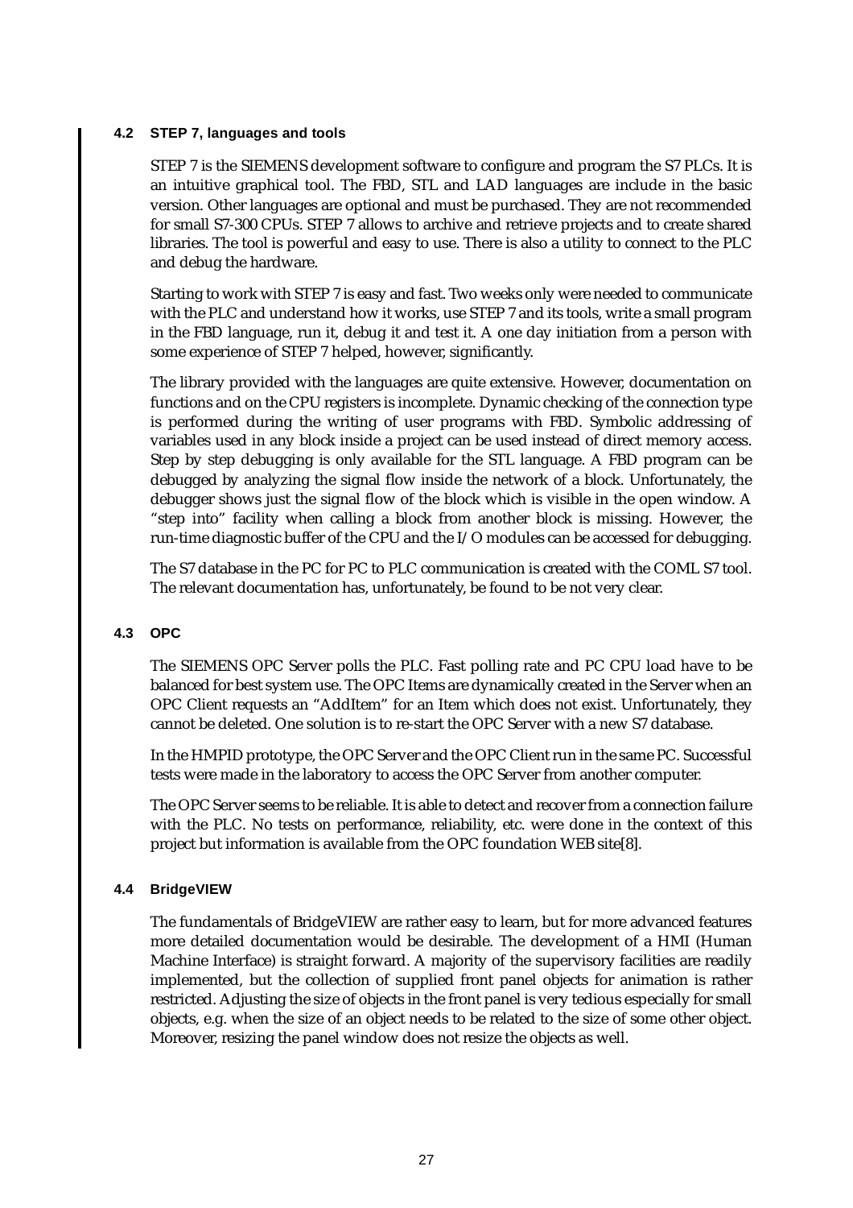### 4.2 STEP 7, languages and tools

STEP 7 is the SIEMENS development software to configure and program the S7 PLCs. It is an intuitive graphical tool. The FBD, STL and LAD languages are include in the basic version. Other languages are optional and must be purchased. They are not recommended for small S7-300 CPUs. STEP 7 allows to archive and retrieve projects and to create shared libraries. The tool is powerful and easy to use. There is also a utility to connect to the PLC and debug the hardware.

Starting to work with STEP 7 is easy and fast. Two weeks only were needed to communicate with the PLC and understand how it works, use STEP 7 and its tools, write a small program in the FBD language, run it, debug it and test it. A one day initiation from a person with some experience of STEP 7 helped, however, significantly.

The library provided with the languages are quite extensive. However, documentation on functions and on the CPU registers is incomplete. Dynamic checking of the connection type is performed during the writing of user programs with FBD. Symbolic addressing of variables used in any block inside a project can be used instead of direct memory access. Step by step debugging is only available for the STL language. A FBD program can be debugged by analyzing the signal flow inside the network of a block. Unfortunately, the debugger shows just the signal flow of the block which is visible in the open window. A "step into" facility when calling a block from another block is missing. However, the run-time diagnostic buffer of the CPU and the I/O modules can be accessed for debugging.

The S7 database in the PC for PC to PLC communication is created with the COML S7 tool. The relevant documentation has, unfortunately, be found to be not very clear.

### 4.3 OPC

The SIEMENS OPC Server polls the PLC. Fast polling rate and PC CPU load have to be balanced for best system use. The OPC Items are dynamically created in the Server when an OPC Client requests an "AddItem" for an Item which does not exist. Unfortunately, they cannot be deleted. One solution is to re-start the OPC Server with a new S7 database.

In the HMPID prototype, the OPC Server and the OPC Client run in the same PC. Successful tests were made in the laboratory to access the OPC Server from another computer.

The OPC Server seems to be reliable. It is able to detect and recover from a connection failure with the PLC. No tests on performance, reliability, etc. were done in the context of this project but information is available from the OPC foundation WEB site[8].

### 4.4 BridgeVIEW

The fundamentals of BridgeVIEW are rather easy to learn, but for more advanced features more detailed documentation would be desirable. The development of a HMI (Human Machine Interface) is straight forward. A majority of the supervisory facilities are readily implemented, but the collection of supplied front panel objects for animation is rather restricted. Adjusting the size of objects in the front panel is very tedious especially for small objects, e.g. when the size of an object needs to be related to the size of some other object. Moreover, resizing the panel window does not resize the objects as well.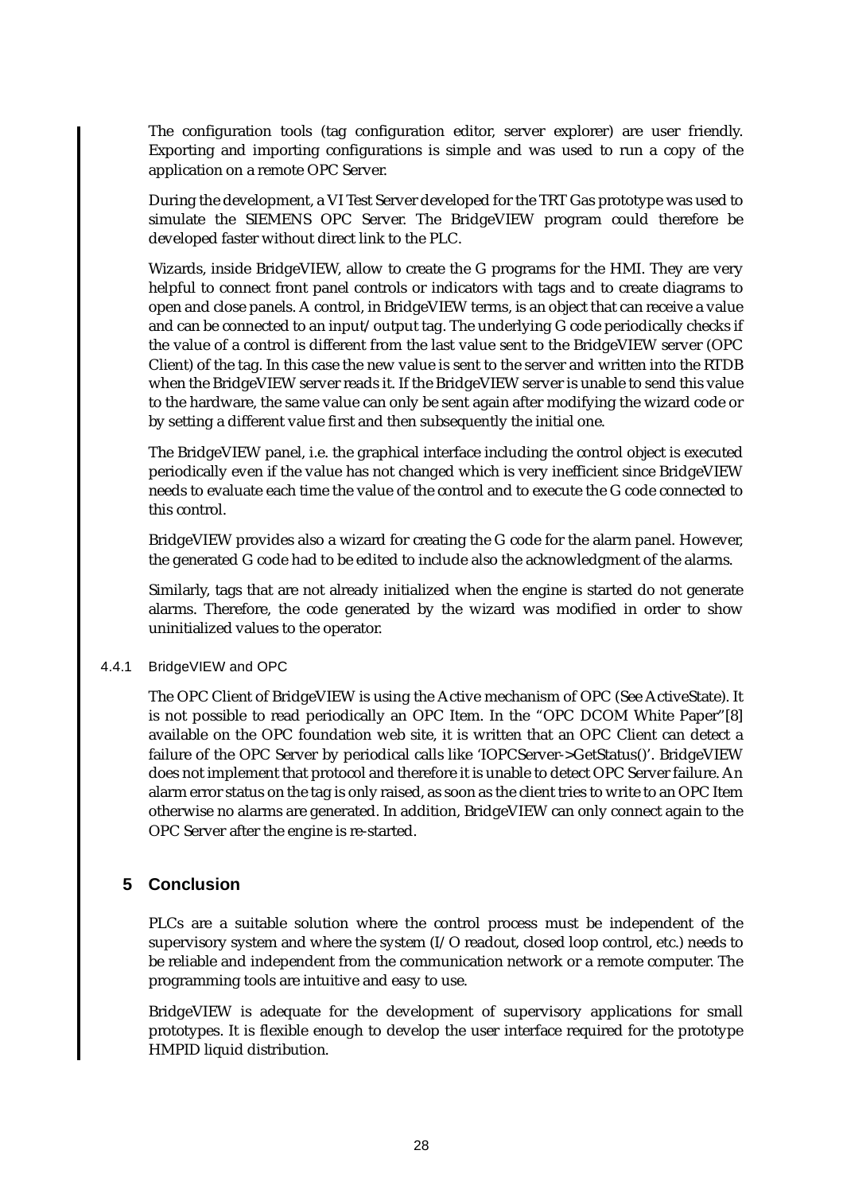The configuration tools (tag configuration editor, server explorer) are user friendly. Exporting and importing configurations is simple and was used to run a copy of the application on a remote OPC Server.

During the development, a VI Test Server developed for the TRT Gas prototype was used to simulate the SIEMENS OPC Server. The BridgeVIEW program could therefore be developed faster without direct link to the PLC.

Wizards, inside BridgeVIEW, allow to create the G programs for the HMI. They are very helpful to connect front panel controls or indicators with tags and to create diagrams to open and close panels. A control, in BridgeVIEW terms, is an object that can receive a value and can be connected to an input/output tag. The underlying G code periodically checks if the value of a control is different from the last value sent to the BridgeVIEW server (OPC Client) of the tag. In this case the new value is sent to the server and written into the RTDB when the BridgeVIEW server reads it. If the BridgeVIEW server is unable to send this value to the hardware, the same value can only be sent again after modifying the wizard code or by setting a different value first and then subsequently the initial one.

The BridgeVIEW panel, i.e. the graphical interface including the control object is executed periodically even if the value has not changed which is very inefficient since BridgeVIEW needs to evaluate each time the value of the control and to execute the G code connected to this control.

BridgeVIEW provides also a wizard for creating the G code for the alarm panel. However, the generated G code had to be edited to include also the acknowledgment of the alarms.

Similarly, tags that are not already initialized when the engine is started do not generate alarms. Therefore, the code generated by the wizard was modified in order to show uninitialized values to the operator.

### 4.4.1 BridgeVIEW and OPC

The OPC Client of BridgeVIEW is using the Active mechanism of OPC (See ActiveState). It is not possible to read periodically an OPC Item. In the "OPC DCOM White Paper"[8] available on the OPC foundation web site, it is written that an OPC Client can detect a failure of the OPC Server by periodical calls like 'IOPCServer->GetStatus()'. BridgeVIEW does not implement that protocol and therefore it is unable to detect OPC Server failure. An alarm error status on the tag is only raised, as soon as the client tries to write to an OPC Item otherwise no alarms are generated. In addition, BridgeVIEW can only connect again to the OPC Server after the engine is re-started.

## 5 Conclusion

PLCs are a suitable solution where the control process must be independent of the supervisory system and where the system (I/O readout, closed loop control, etc.) needs to be reliable and independent from the communication network or a remote computer. The programming tools are intuitive and easy to use.

BridgeVIEW is adequate for the development of supervisory applications for small prototypes. It is flexible enough to develop the user interface required for the prototype HMPID liquid distribution.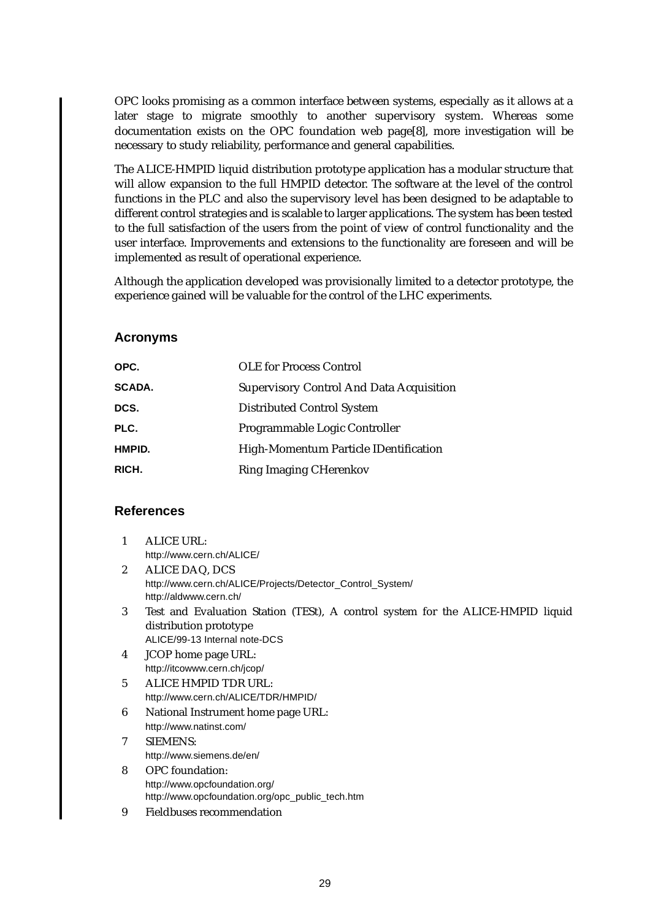OPC looks promising as a common interface between systems, especially as it allows at a later stage to migrate smoothly to another supervisory system. Whereas some documentation exists on the OPC foundation web page[8], more investigation will be necessary to study reliability, performance and general capabilities.

The ALICE-HMPID liquid distribution prototype application has a modular structure that will allow expansion to the full HMPID detector. The software at the level of the control functions in the PLC and also the supervisory level has been designed to be adaptable to different control strategies and is scalable to larger applications. The system has been tested to the full satisfaction of the users from the point of view of control functionality and the user interface. Improvements and extensions to the functionality are foreseen and will be implemented as result of operational experience.

Although the application developed was provisionally limited to a detector prototype, the experience gained will be valuable for the control of the LHC experiments.

## Acronyms

**OPC.** OLE for Process Control

**SCADA.** Supervisory Control And Data Acquisition

**DCS.** Distributed Control System

**PLC.** Programmable Logic Controller

**HMPID.** High-Momentum Particle IDentification

**RICH.** Ring Imaging CHerenkov

## References

1. ALICE URL:
   http://www.cern.ch/ALICE/
2. ALICE DAQ, DCS
   http://www.cern.ch/ALICE/Projects/Detector_Control_System/
   http://aldwww.cern.ch/
3. Test and Evaluation Station (TESt), A control system for the ALICE-HMPID liquid distribution prototype
   ALICE/99-13 Internal note-DCS
4. JCOP home page URL:
   http://itcowww.cern.ch/jcop/
5. ALICE HMPID TDR URL:
   http://www.cern.ch/ALICE/TDR/HMPID/
6. National Instrument home page URL:
   http://www.natinst.com/
7. SIEMENS:
   http://www.siemens.de/en/
8. OPC foundation:
   http://www.opcfoundation.org/
   http://www.opcfoundation.org/opc_public_tech.htm
9. Fieldbuses recommendation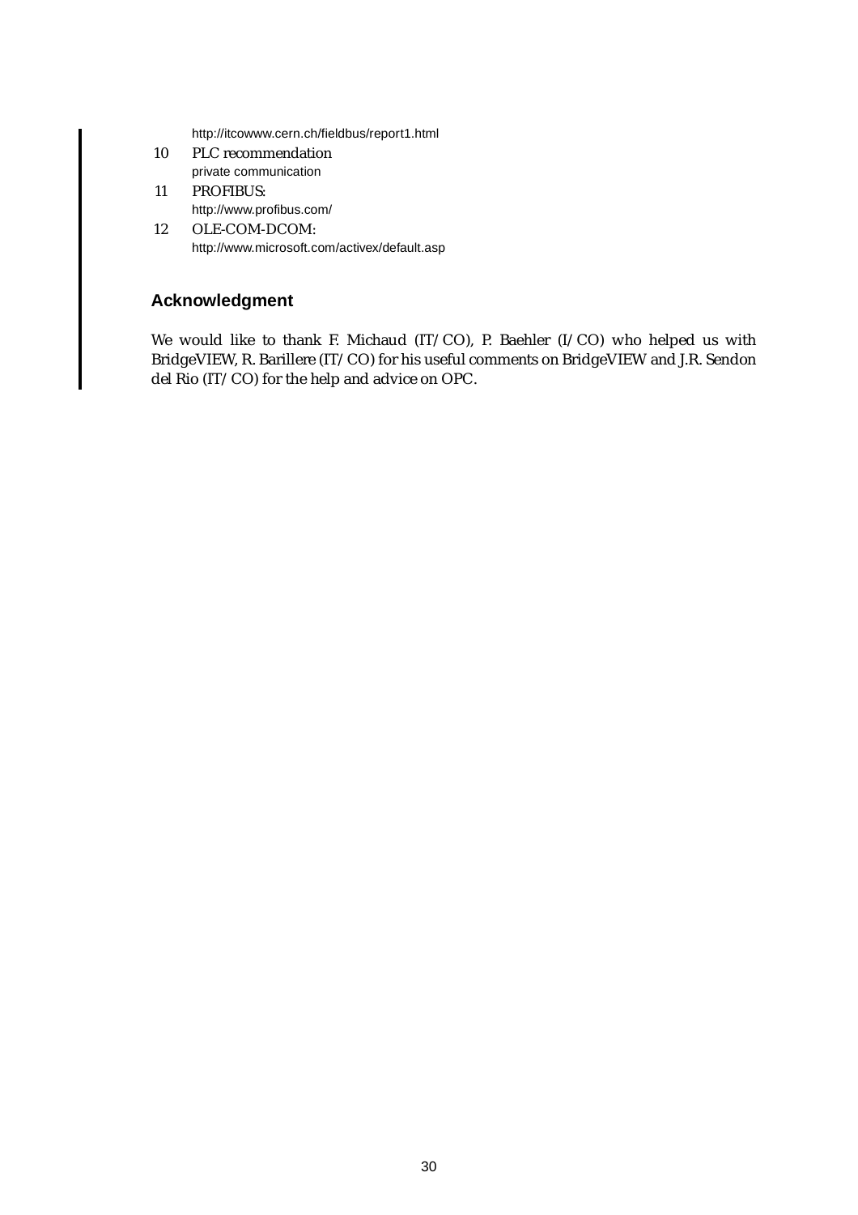http://itcowww.cern.ch/fieldbus/report1.html

10 PLC recommendation
private communication

11 PROFIBUS:
http://www.profibus.com/

12 OLE-COM-DCOM:
http://www.microsoft.com/activex/default.asp

## Acknowledgment

We would like to thank F. Michaud (IT/CO), P. Baehler (I/CO) who helped us with BridgeVIEW, R. Barillere (IT/CO) for his useful comments on BridgeVIEW and J.R. Sendon del Rio (IT/CO) for the help and advice on OPC.